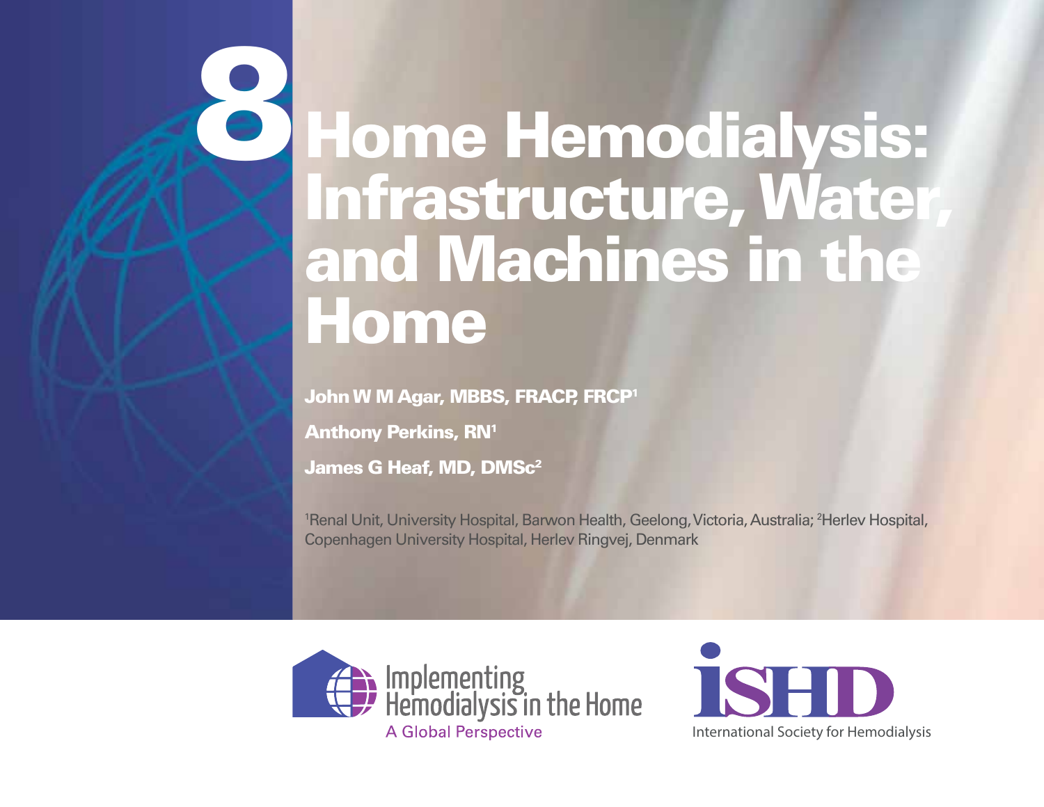# 8 Home Hemodialysis: Infrastructure, Water, and Machines in the Home

**John W M Agar, MBBS, FRACP, FRCP[1]**

**Anthony Perkins, RN[1]**

**James G Heaf, MD, DMSc[2]**

[1]Renal Unit, University Hospital, Barwon Health, Geelong, Victoria, Australia; [2]Herlev Hospital, Copenhagen University Hospital, Herlev Ringvej, Denmark

Implementing Hemodialysis in the Home
A Global Perspective

ISHD
International Society for Hemodialysis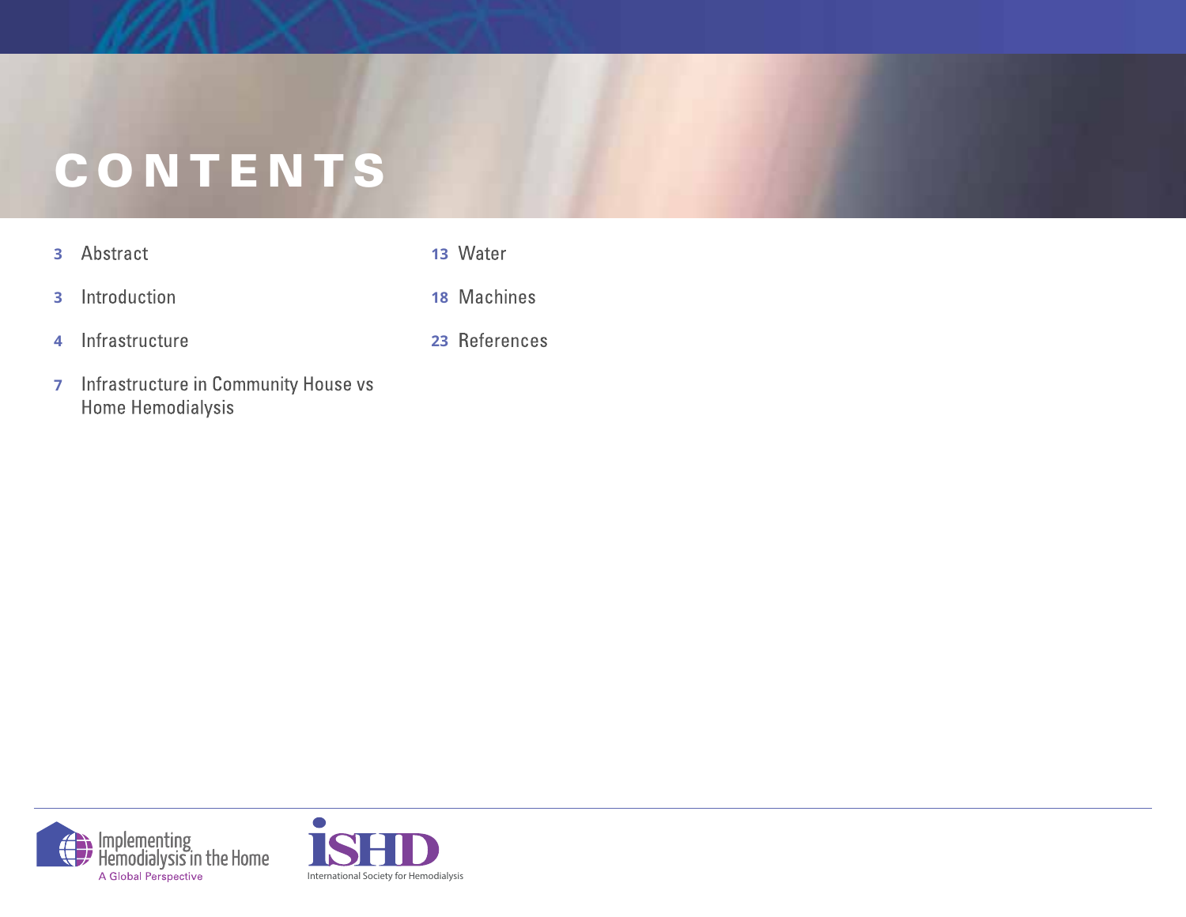# CONTENTS

- 3 Abstract
- 3 Introduction
- 4 Infrastructure
- 7 Infrastructure in Community House vs Home Hemodialysis
- 13 Water
- 18 Machines
- 23 References

Implementing Hemodialysis in the Home
A Global Perspective

ISHD
International Society for Hemodialysis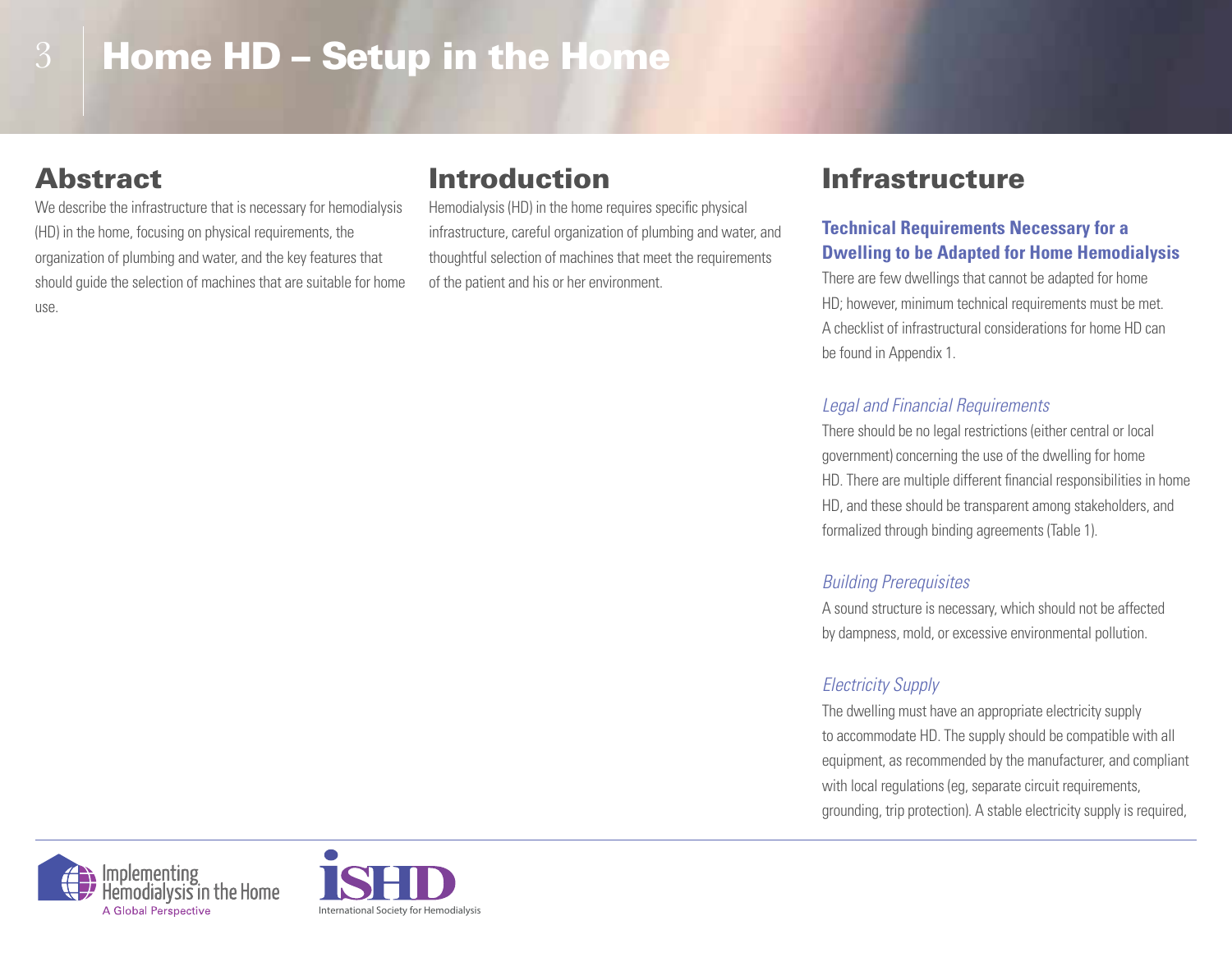# Home HD – Setup in the Home

## Abstract

We describe the infrastructure that is necessary for hemodialysis (HD) in the home, focusing on physical requirements, the organization of plumbing and water, and the key features that should guide the selection of machines that are suitable for home use.

## Introduction

Hemodialysis (HD) in the home requires specific physical infrastructure, careful organization of plumbing and water, and thoughtful selection of machines that meet the requirements of the patient and his or her environment.

## Infrastructure

### Technical Requirements Necessary for a Dwelling to be Adapted for Home Hemodialysis

There are few dwellings that cannot be adapted for home HD; however, minimum technical requirements must be met. A checklist of infrastructural considerations for home HD can be found in Appendix 1.

#### *Legal and Financial Requirements*

There should be no legal restrictions (either central or local government) concerning the use of the dwelling for home HD. There are multiple different financial responsibilities in home HD, and these should be transparent among stakeholders, and formalized through binding agreements (Table 1).

#### *Building Prerequisites*

A sound structure is necessary, which should not be affected by dampness, mold, or excessive environmental pollution.

#### *Electricity Supply*

The dwelling must have an appropriate electricity supply to accommodate HD. The supply should be compatible with all equipment, as recommended by the manufacturer, and compliant with local regulations (eg, separate circuit requirements, grounding, trip protection). A stable electricity supply is required,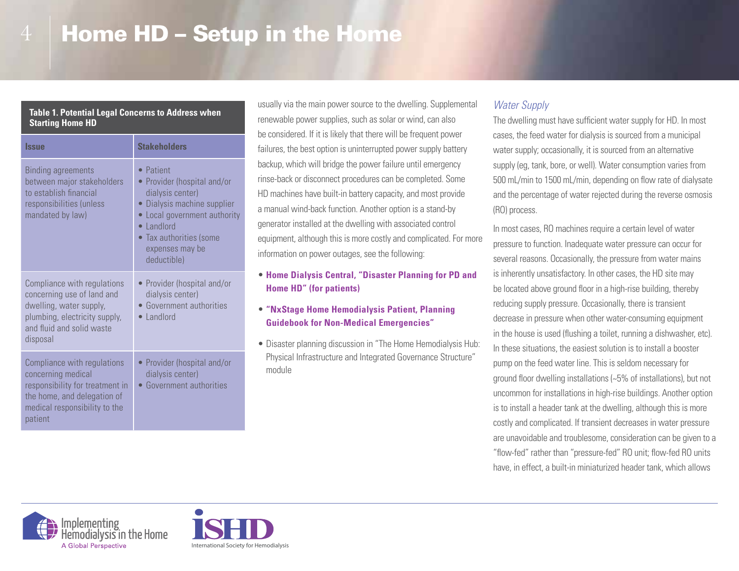# Home HD – Setup in the Home

**Table 1. Potential Legal Concerns to Address when Starting Home HD**

| Issue | Stakeholders |
|---|---|
| Binding agreements between major stakeholders to establish financial responsibilities (unless mandated by law) | • Patient<br>• Provider (hospital and/or dialysis center)<br>• Dialysis machine supplier<br>• Local government authority<br>• Landlord<br>• Tax authorities (some expenses may be deductible) |
| Compliance with regulations concerning use of land and dwelling, water supply, plumbing, electricity supply, and fluid and solid waste disposal | • Provider (hospital and/or dialysis center)<br>• Government authorities<br>• Landlord |
| Compliance with regulations concerning medical responsibility for treatment in the home, and delegation of medical responsibility to the patient | • Provider (hospital and/or dialysis center)<br>• Government authorities |

usually via the main power source to the dwelling. Supplemental renewable power supplies, such as solar or wind, can also be considered. If it is likely that there will be frequent power failures, the best option is uninterrupted power supply battery backup, which will bridge the power failure until emergency rinse-back or disconnect procedures can be completed. Some HD machines have built-in battery capacity, and most provide a manual wind-back function. Another option is a stand-by generator installed at the dwelling with associated control equipment, although this is more costly and complicated. For more information on power outages, see the following:

- **Home Dialysis Central, "Disaster Planning for PD and Home HD" (for patients)**
- **"NxStage Home Hemodialysis Patient, Planning Guidebook for Non-Medical Emergencies"**
- Disaster planning discussion in "The Home Hemodialysis Hub: Physical Infrastructure and Integrated Governance Structure" module

### *Water Supply*

The dwelling must have sufficient water supply for HD. In most cases, the feed water for dialysis is sourced from a municipal water supply; occasionally, it is sourced from an alternative supply (eg, tank, bore, or well). Water consumption varies from 500 mL/min to 1500 mL/min, depending on flow rate of dialysate and the percentage of water rejected during the reverse osmosis (RO) process.

In most cases, RO machines require a certain level of water pressure to function. Inadequate water pressure can occur for several reasons. Occasionally, the pressure from water mains is inherently unsatisfactory. In other cases, the HD site may be located above ground floor in a high-rise building, thereby reducing supply pressure. Occasionally, there is transient decrease in pressure when other water-consuming equipment in the house is used (flushing a toilet, running a dishwasher, etc). In these situations, the easiest solution is to install a booster pump on the feed water line. This is seldom necessary for ground floor dwelling installations (~5% of installations), but not uncommon for installations in high-rise buildings. Another option is to install a header tank at the dwelling, although this is more costly and complicated. If transient decreases in water pressure are unavoidable and troublesome, consideration can be given to a "flow-fed" rather than "pressure-fed" RO unit; flow-fed RO units have, in effect, a built-in miniaturized header tank, which allows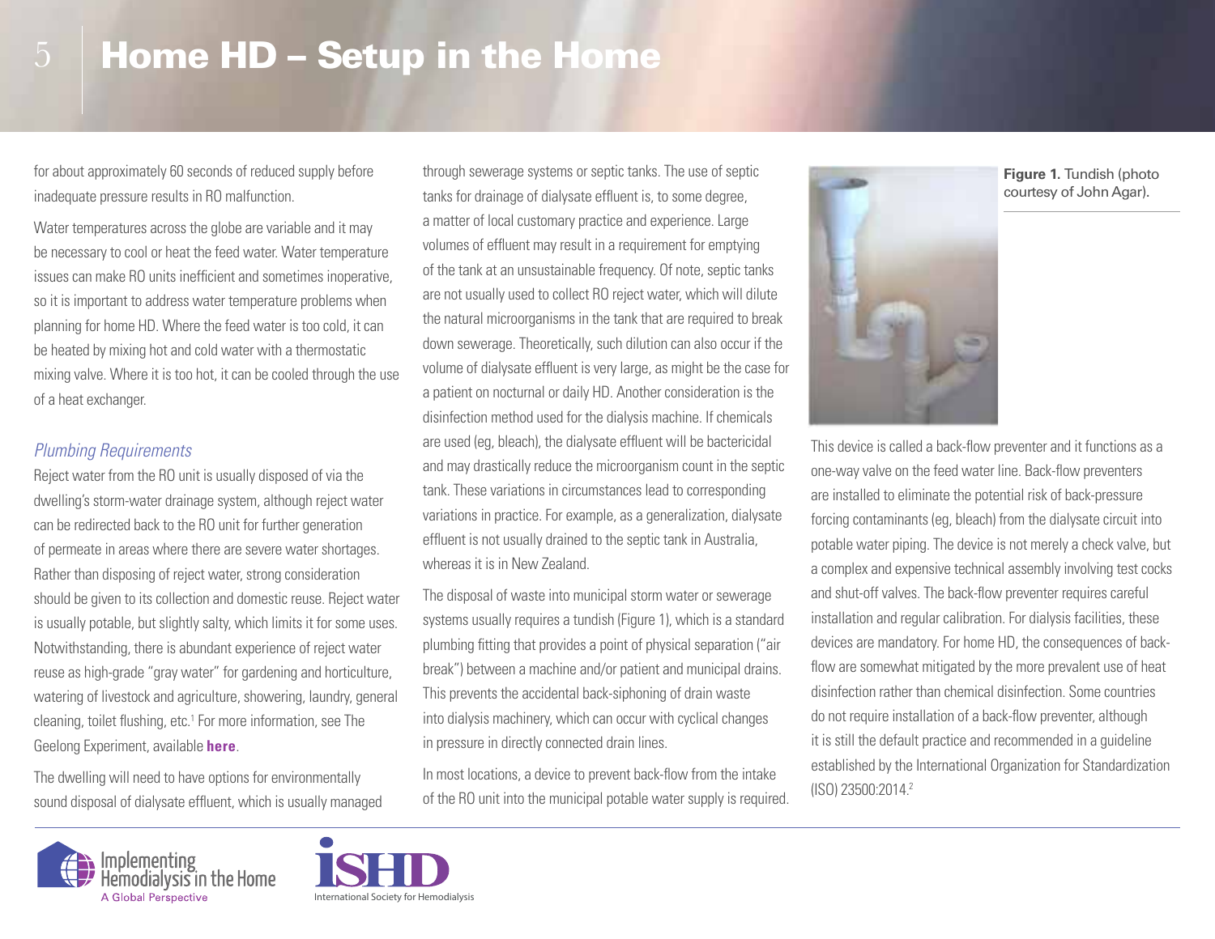for about approximately 60 seconds of reduced supply before inadequate pressure results in RO malfunction.

Water temperatures across the globe are variable and it may be necessary to cool or heat the feed water. Water temperature issues can make RO units inefficient and sometimes inoperative, so it is important to address water temperature problems when planning for home HD. Where the feed water is too cold, it can be heated by mixing hot and cold water with a thermostatic mixing valve. Where it is too hot, it can be cooled through the use of a heat exchanger.

### *Plumbing Requirements*

Reject water from the RO unit is usually disposed of via the dwelling's storm-water drainage system, although reject water can be redirected back to the RO unit for further generation of permeate in areas where there are severe water shortages. Rather than disposing of reject water, strong consideration should be given to its collection and domestic reuse. Reject water is usually potable, but slightly salty, which limits it for some uses. Notwithstanding, there is abundant experience of reject water reuse as high-grade "gray water" for gardening and horticulture, watering of livestock and agriculture, showering, laundry, general cleaning, toilet flushing, etc.[1] For more information, see The Geelong Experiment, available **here**.

The dwelling will need to have options for environmentally sound disposal of dialysate effluent, which is usually managed through sewerage systems or septic tanks. The use of septic tanks for drainage of dialysate effluent is, to some degree, a matter of local customary practice and experience. Large volumes of effluent may result in a requirement for emptying of the tank at an unsustainable frequency. Of note, septic tanks are not usually used to collect RO reject water, which will dilute the natural microorganisms in the tank that are required to break down sewerage. Theoretically, such dilution can also occur if the volume of dialysate effluent is very large, as might be the case for a patient on nocturnal or daily HD. Another consideration is the disinfection method used for the dialysis machine. If chemicals are used (eg, bleach), the dialysate effluent will be bactericidal and may drastically reduce the microorganism count in the septic tank. These variations in circumstances lead to corresponding variations in practice. For example, as a generalization, dialysate effluent is not usually drained to the septic tank in Australia, whereas it is in New Zealand.

The disposal of waste into municipal storm water or sewerage systems usually requires a tundish (Figure 1), which is a standard plumbing fitting that provides a point of physical separation ("air break") between a machine and/or patient and municipal drains. This prevents the accidental back-siphoning of drain waste into dialysis machinery, which can occur with cyclical changes in pressure in directly connected drain lines.

In most locations, a device to prevent back-flow from the intake of the RO unit into the municipal potable water supply is required.

**Figure 1.** Tundish (photo courtesy of John Agar).

This device is called a back-flow preventer and it functions as a one-way valve on the feed water line. Back-flow preventers are installed to eliminate the potential risk of back-pressure forcing contaminants (eg, bleach) from the dialysate circuit into potable water piping. The device is not merely a check valve, but a complex and expensive technical assembly involving test cocks and shut-off valves. The back-flow preventer requires careful installation and regular calibration. For dialysis facilities, these devices are mandatory. For home HD, the consequences of back-flow are somewhat mitigated by the more prevalent use of heat disinfection rather than chemical disinfection. Some countries do not require installation of a back-flow preventer, although it is still the default practice and recommended in a guideline established by the International Organization for Standardization (ISO) 23500:2014.[2]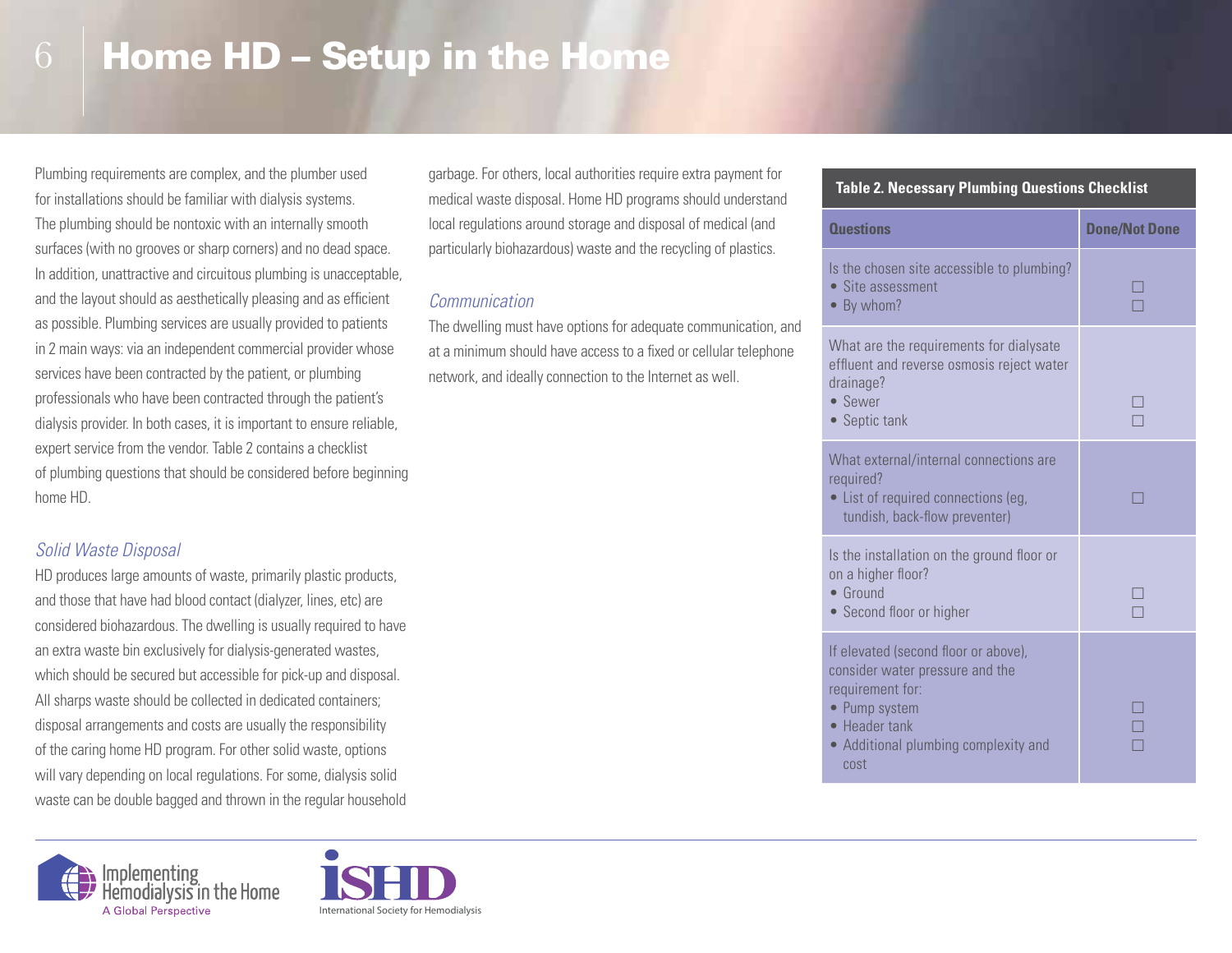# Home HD – Setup in the Home

Plumbing requirements are complex, and the plumber used for installations should be familiar with dialysis systems. The plumbing should be nontoxic with an internally smooth surfaces (with no grooves or sharp corners) and no dead space. In addition, unattractive and circuitous plumbing is unacceptable, and the layout should as aesthetically pleasing and as efficient as possible. Plumbing services are usually provided to patients in 2 main ways: via an independent commercial provider whose services have been contracted by the patient, or plumbing professionals who have been contracted through the patient's dialysis provider. In both cases, it is important to ensure reliable, expert service from the vendor. Table 2 contains a checklist of plumbing questions that should be considered before beginning home HD.

### *Solid Waste Disposal*

HD produces large amounts of waste, primarily plastic products, and those that have had blood contact (dialyzer, lines, etc) are considered biohazardous. The dwelling is usually required to have an extra waste bin exclusively for dialysis-generated wastes, which should be secured but accessible for pick-up and disposal. All sharps waste should be collected in dedicated containers; disposal arrangements and costs are usually the responsibility of the caring home HD program. For other solid waste, options will vary depending on local regulations. For some, dialysis solid waste can be double bagged and thrown in the regular household garbage. For others, local authorities require extra payment for medical waste disposal. Home HD programs should understand local regulations around storage and disposal of medical (and particularly biohazardous) waste and the recycling of plastics.

### *Communication*

The dwelling must have options for adequate communication, and at a minimum should have access to a fixed or cellular telephone network, and ideally connection to the Internet as well.

**Table 2. Necessary Plumbing Questions Checklist**

| Questions | Done/Not Done |
|---|---|
| Is the chosen site accessible to plumbing?<br>• Site assessment<br>• By whom? | ☐<br>☐ |
| What are the requirements for dialysate effluent and reverse osmosis reject water drainage?<br>• Sewer<br>• Septic tank | ☐<br>☐ |
| What external/internal connections are required?<br>• List of required connections (eg, tundish, back-flow preventer) | ☐ |
| Is the installation on the ground floor or on a higher floor?<br>• Ground<br>• Second floor or higher | ☐<br>☐ |
| If elevated (second floor or above), consider water pressure and the requirement for:<br>• Pump system<br>• Header tank<br>• Additional plumbing complexity and cost | ☐<br>☐<br>☐ |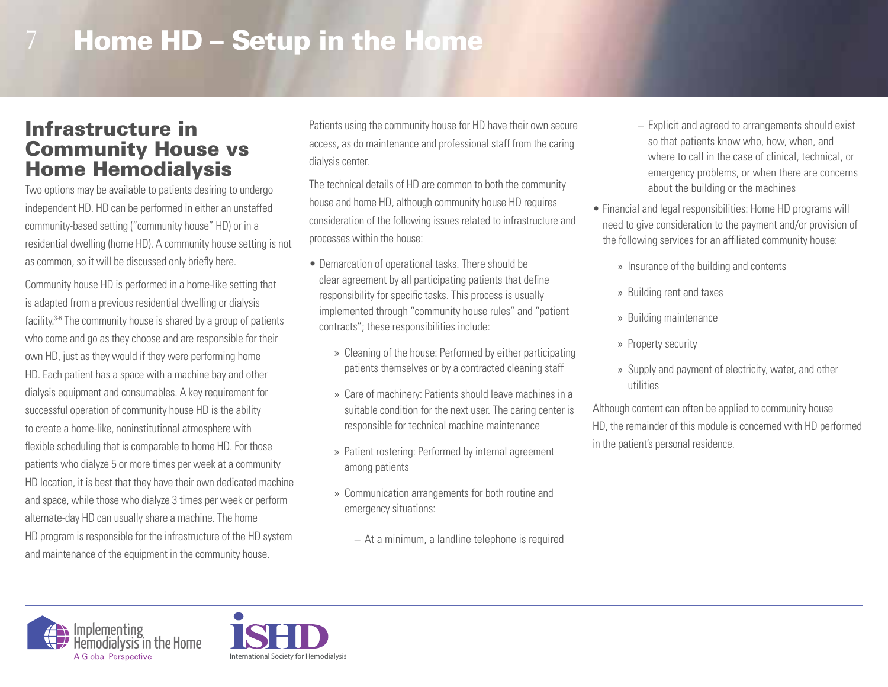# Home HD – Setup in the Home

## Infrastructure in Community House vs Home Hemodialysis

Two options may be available to patients desiring to undergo independent HD. HD can be performed in either an unstaffed community-based setting ("community house" HD) or in a residential dwelling (home HD). A community house setting is not as common, so it will be discussed only briefly here.

Community house HD is performed in a home-like setting that is adapted from a previous residential dwelling or dialysis facility.[3-6] The community house is shared by a group of patients who come and go as they choose and are responsible for their own HD, just as they would if they were performing home HD. Each patient has a space with a machine bay and other dialysis equipment and consumables. A key requirement for successful operation of community house HD is the ability to create a home-like, noninstitutional atmosphere with flexible scheduling that is comparable to home HD. For those patients who dialyze 5 or more times per week at a community HD location, it is best that they have their own dedicated machine and space, while those who dialyze 3 times per week or perform alternate-day HD can usually share a machine. The home HD program is responsible for the infrastructure of the HD system and maintenance of the equipment in the community house.

Patients using the community house for HD have their own secure access, as do maintenance and professional staff from the caring dialysis center.

The technical details of HD are common to both the community house and home HD, although community house HD requires consideration of the following issues related to infrastructure and processes within the house:

- Demarcation of operational tasks. There should be clear agreement by all participating patients that define responsibility for specific tasks. This process is usually implemented through "community house rules" and "patient contracts"; these responsibilities include:
  - Cleaning of the house: Performed by either participating patients themselves or by a contracted cleaning staff
  - Care of machinery: Patients should leave machines in a suitable condition for the next user. The caring center is responsible for technical machine maintenance
  - Patient rostering: Performed by internal agreement among patients
  - Communication arrangements for both routine and emergency situations:
    - At a minimum, a landline telephone is required
    - Explicit and agreed to arrangements should exist so that patients know who, how, when, and where to call in the case of clinical, technical, or emergency problems, or when there are concerns about the building or the machines
- Financial and legal responsibilities: Home HD programs will need to give consideration to the payment and/or provision of the following services for an affiliated community house:
  - Insurance of the building and contents
  - Building rent and taxes
  - Building maintenance
  - Property security
  - Supply and payment of electricity, water, and other utilities

Although content can often be applied to community house HD, the remainder of this module is concerned with HD performed in the patient's personal residence.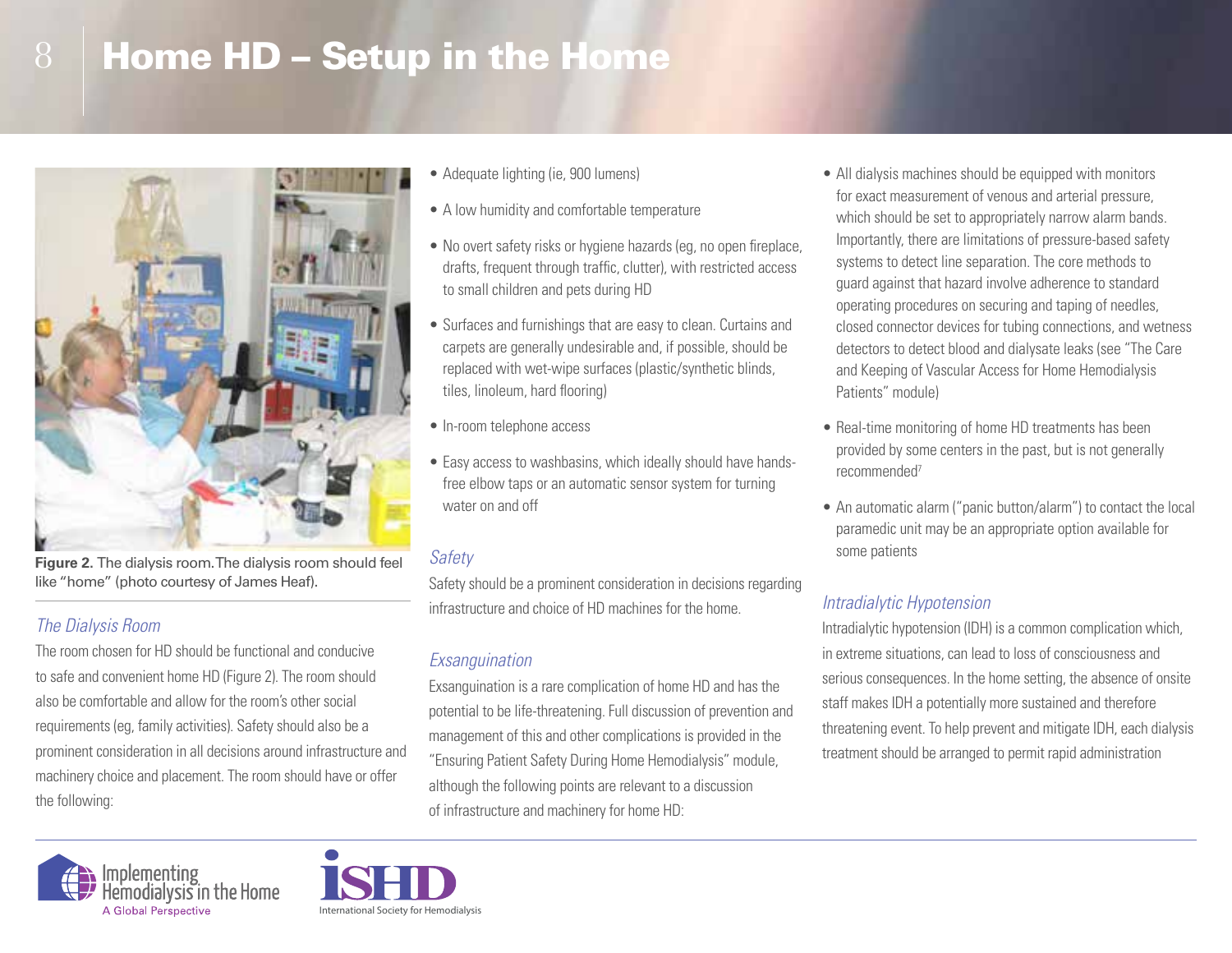# Home HD – Setup in the Home

Figure 2. The dialysis room. The dialysis room should feel like "home" (photo courtesy of James Heaf).

### *The Dialysis Room*

The room chosen for HD should be functional and conducive to safe and convenient home HD (Figure 2). The room should also be comfortable and allow for the room's other social requirements (eg, family activities). Safety should also be a prominent consideration in all decisions around infrastructure and machinery choice and placement. The room should have or offer the following:

- Adequate lighting (ie, 900 lumens)
- A low humidity and comfortable temperature
- No overt safety risks or hygiene hazards (eg, no open fireplace, drafts, frequent through traffic, clutter), with restricted access to small children and pets during HD
- Surfaces and furnishings that are easy to clean. Curtains and carpets are generally undesirable and, if possible, should be replaced with wet-wipe surfaces (plastic/synthetic blinds, tiles, linoleum, hard flooring)
- In-room telephone access
- Easy access to washbasins, which ideally should have hands-free elbow taps or an automatic sensor system for turning water on and off

### *Safety*

Safety should be a prominent consideration in decisions regarding infrastructure and choice of HD machines for the home.

### *Exsanguination*

Exsanguination is a rare complication of home HD and has the potential to be life-threatening. Full discussion of prevention and management of this and other complications is provided in the "Ensuring Patient Safety During Home Hemodialysis" module, although the following points are relevant to a discussion of infrastructure and machinery for home HD:

- All dialysis machines should be equipped with monitors for exact measurement of venous and arterial pressure, which should be set to appropriately narrow alarm bands. Importantly, there are limitations of pressure-based safety systems to detect line separation. The core methods to guard against that hazard involve adherence to standard operating procedures on securing and taping of needles, closed connector devices for tubing connections, and wetness detectors to detect blood and dialysate leaks (see "The Care and Keeping of Vascular Access for Home Hemodialysis Patients" module)
- Real-time monitoring of home HD treatments has been provided by some centers in the past, but is not generally recommended[7]
- An automatic alarm ("panic button/alarm") to contact the local paramedic unit may be an appropriate option available for some patients

### *Intradialytic Hypotension*

Intradialytic hypotension (IDH) is a common complication which, in extreme situations, can lead to loss of consciousness and serious consequences. In the home setting, the absence of onsite staff makes IDH a potentially more sustained and therefore threatening event. To help prevent and mitigate IDH, each dialysis treatment should be arranged to permit rapid administration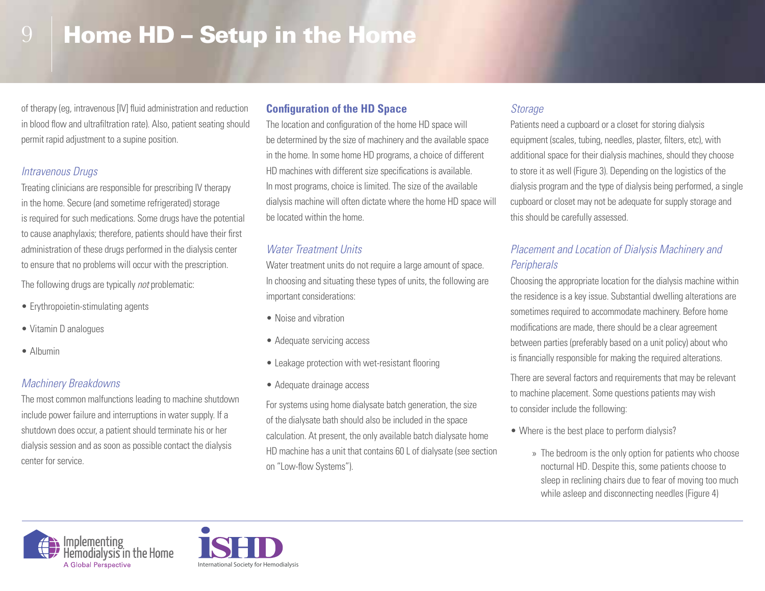of therapy (eg, intravenous [IV] fluid administration and reduction in blood flow and ultrafiltration rate). Also, patient seating should permit rapid adjustment to a supine position.

### *Intravenous Drugs*

Treating clinicians are responsible for prescribing IV therapy in the home. Secure (and sometime refrigerated) storage is required for such medications. Some drugs have the potential to cause anaphylaxis; therefore, patients should have their first administration of these drugs performed in the dialysis center to ensure that no problems will occur with the prescription.

The following drugs are typically *not* problematic:

- Erythropoietin-stimulating agents
- Vitamin D analogues
- Albumin

### *Machinery Breakdowns*

The most common malfunctions leading to machine shutdown include power failure and interruptions in water supply. If a shutdown does occur, a patient should terminate his or her dialysis session and as soon as possible contact the dialysis center for service.

## Configuration of the HD Space

The location and configuration of the home HD space will be determined by the size of machinery and the available space in the home. In some home HD programs, a choice of different HD machines with different size specifications is available. In most programs, choice is limited. The size of the available dialysis machine will often dictate where the home HD space will be located within the home.

### *Water Treatment Units*

Water treatment units do not require a large amount of space. In choosing and situating these types of units, the following are important considerations:

- Noise and vibration
- Adequate servicing access
- Leakage protection with wet-resistant flooring
- Adequate drainage access

For systems using home dialysate batch generation, the size of the dialysate bath should also be included in the space calculation. At present, the only available batch dialysate home HD machine has a unit that contains 60 L of dialysate (see section on "Low-flow Systems").

### *Storage*

Patients need a cupboard or a closet for storing dialysis equipment (scales, tubing, needles, plaster, filters, etc), with additional space for their dialysis machines, should they choose to store it as well (Figure 3). Depending on the logistics of the dialysis program and the type of dialysis being performed, a single cupboard or closet may not be adequate for supply storage and this should be carefully assessed.

### *Placement and Location of Dialysis Machinery and Peripherals*

Choosing the appropriate location for the dialysis machine within the residence is a key issue. Substantial dwelling alterations are sometimes required to accommodate machinery. Before home modifications are made, there should be a clear agreement between parties (preferably based on a unit policy) about who is financially responsible for making the required alterations.

There are several factors and requirements that may be relevant to machine placement. Some questions patients may wish to consider include the following:

- Where is the best place to perform dialysis?
  - » The bedroom is the only option for patients who choose nocturnal HD. Despite this, some patients choose to sleep in reclining chairs due to fear of moving too much while asleep and disconnecting needles (Figure 4)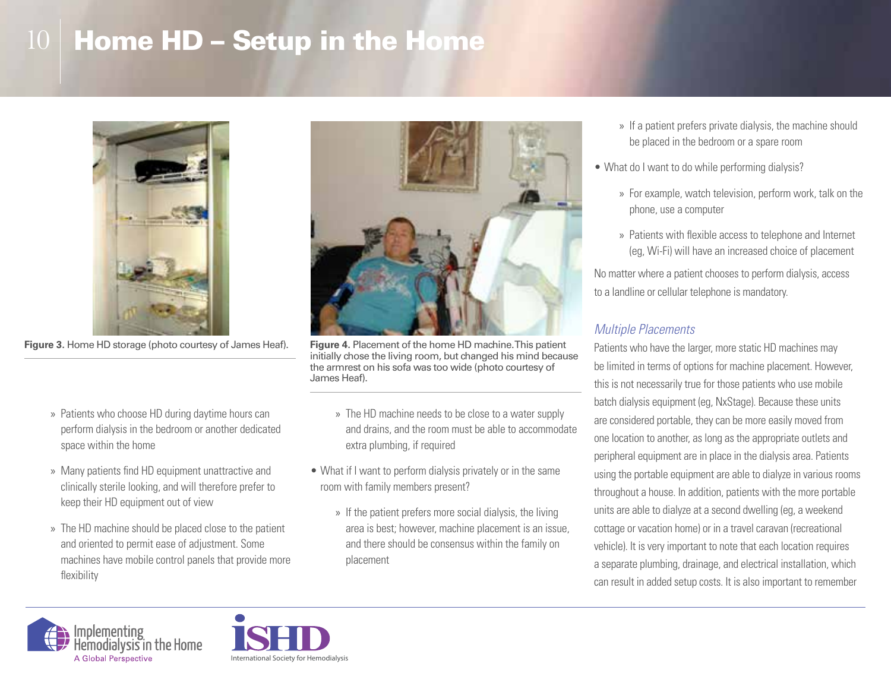# Home HD – Setup in the Home

Figure 3. Home HD storage (photo courtesy of James Heaf).

Figure 4. Placement of the home HD machine. This patient initially chose the living room, but changed his mind because the armrest on his sofa was too wide (photo courtesy of James Heaf).

- » Patients who choose HD during daytime hours can perform dialysis in the bedroom or another dedicated space within the home
- » Many patients find HD equipment unattractive and clinically sterile looking, and will therefore prefer to keep their HD equipment out of view
- » The HD machine should be placed close to the patient and oriented to permit ease of adjustment. Some machines have mobile control panels that provide more flexibility
- » The HD machine needs to be close to a water supply and drains, and the room must be able to accommodate extra plumbing, if required

- What if I want to perform dialysis privately or in the same room with family members present?
  - » If the patient prefers more social dialysis, the living area is best; however, machine placement is an issue, and there should be consensus within the family on placement
  - » If a patient prefers private dialysis, the machine should be placed in the bedroom or a spare room
- What do I want to do while performing dialysis?
  - » For example, watch television, perform work, talk on the phone, use a computer
  - » Patients with flexible access to telephone and Internet (eg, Wi-Fi) will have an increased choice of placement

No matter where a patient chooses to perform dialysis, access to a landline or cellular telephone is mandatory.

### *Multiple Placements*

Patients who have the larger, more static HD machines may be limited in terms of options for machine placement. However, this is not necessarily true for those patients who use mobile batch dialysis equipment (eg, NxStage). Because these units are considered portable, they can be more easily moved from one location to another, as long as the appropriate outlets and peripheral equipment are in place in the dialysis area. Patients using the portable equipment are able to dialyze in various rooms throughout a house. In addition, patients with the more portable units are able to dialyze at a second dwelling (eg, a weekend cottage or vacation home) or in a travel caravan (recreational vehicle). It is very important to note that each location requires a separate plumbing, drainage, and electrical installation, which can result in added setup costs. It is also important to remember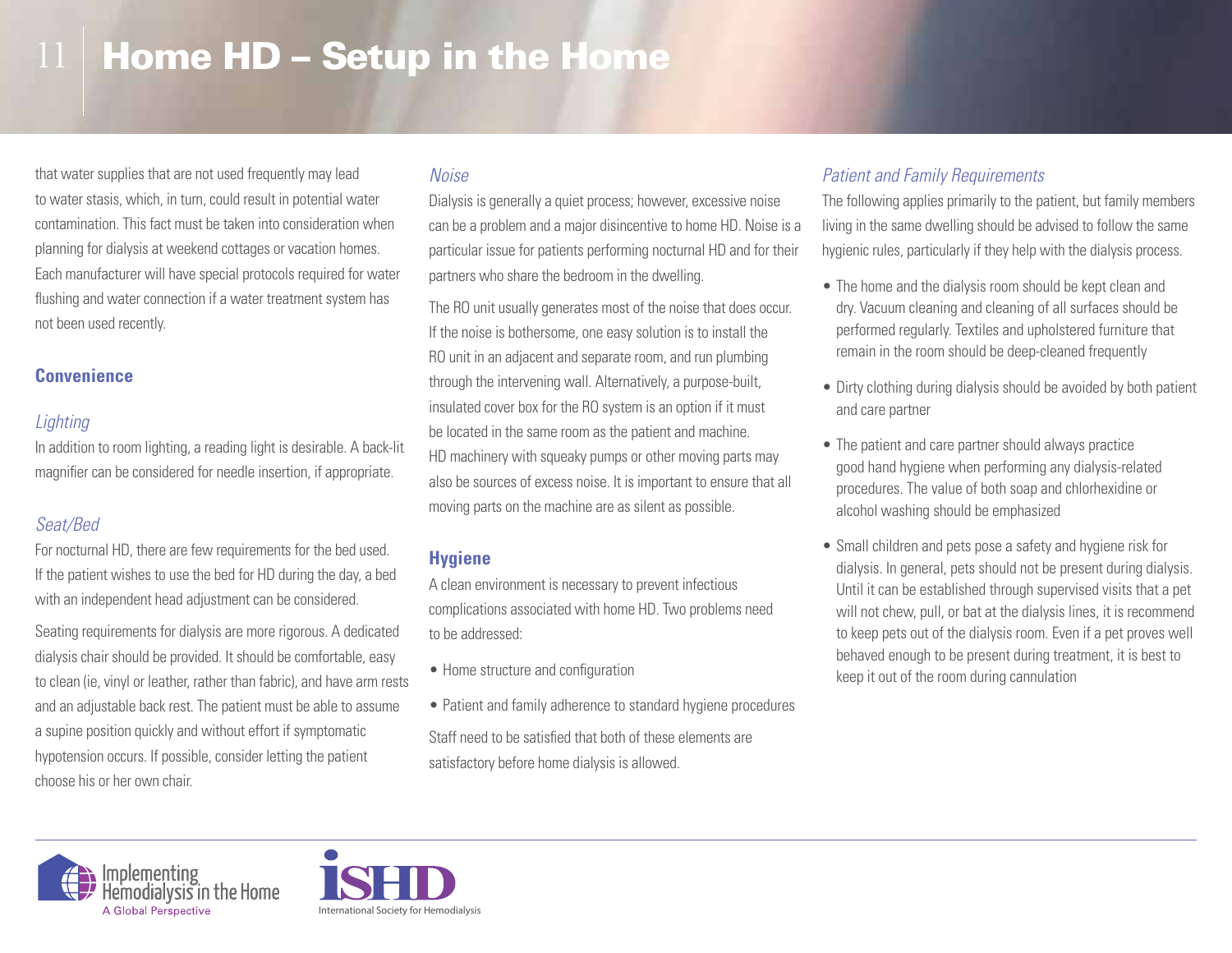that water supplies that are not used frequently may lead to water stasis, which, in turn, could result in potential water contamination. This fact must be taken into consideration when planning for dialysis at weekend cottages or vacation homes. Each manufacturer will have special protocols required for water flushing and water connection if a water treatment system has not been used recently.

### Convenience

*Lighting*

In addition to room lighting, a reading light is desirable. A back-lit magnifier can be considered for needle insertion, if appropriate.

*Seat/Bed*

For nocturnal HD, there are few requirements for the bed used. If the patient wishes to use the bed for HD during the day, a bed with an independent head adjustment can be considered.

Seating requirements for dialysis are more rigorous. A dedicated dialysis chair should be provided. It should be comfortable, easy to clean (ie, vinyl or leather, rather than fabric), and have arm rests and an adjustable back rest. The patient must be able to assume a supine position quickly and without effort if symptomatic hypotension occurs. If possible, consider letting the patient choose his or her own chair.

*Noise*

Dialysis is generally a quiet process; however, excessive noise can be a problem and a major disincentive to home HD. Noise is a particular issue for patients performing nocturnal HD and for their partners who share the bedroom in the dwelling.

The RO unit usually generates most of the noise that does occur. If the noise is bothersome, one easy solution is to install the RO unit in an adjacent and separate room, and run plumbing through the intervening wall. Alternatively, a purpose-built, insulated cover box for the RO system is an option if it must be located in the same room as the patient and machine. HD machinery with squeaky pumps or other moving parts may also be sources of excess noise. It is important to ensure that all moving parts on the machine are as silent as possible.

### Hygiene

A clean environment is necessary to prevent infectious complications associated with home HD. Two problems need to be addressed:

- Home structure and configuration
- Patient and family adherence to standard hygiene procedures

Staff need to be satisfied that both of these elements are satisfactory before home dialysis is allowed.

*Patient and Family Requirements*

The following applies primarily to the patient, but family members living in the same dwelling should be advised to follow the same hygienic rules, particularly if they help with the dialysis process.

- The home and the dialysis room should be kept clean and dry. Vacuum cleaning and cleaning of all surfaces should be performed regularly. Textiles and upholstered furniture that remain in the room should be deep-cleaned frequently
- Dirty clothing during dialysis should be avoided by both patient and care partner
- The patient and care partner should always practice good hand hygiene when performing any dialysis-related procedures. The value of both soap and chlorhexidine or alcohol washing should be emphasized
- Small children and pets pose a safety and hygiene risk for dialysis. In general, pets should not be present during dialysis. Until it can be established through supervised visits that a pet will not chew, pull, or bat at the dialysis lines, it is recommend to keep pets out of the dialysis room. Even if a pet proves well behaved enough to be present during treatment, it is best to keep it out of the room during cannulation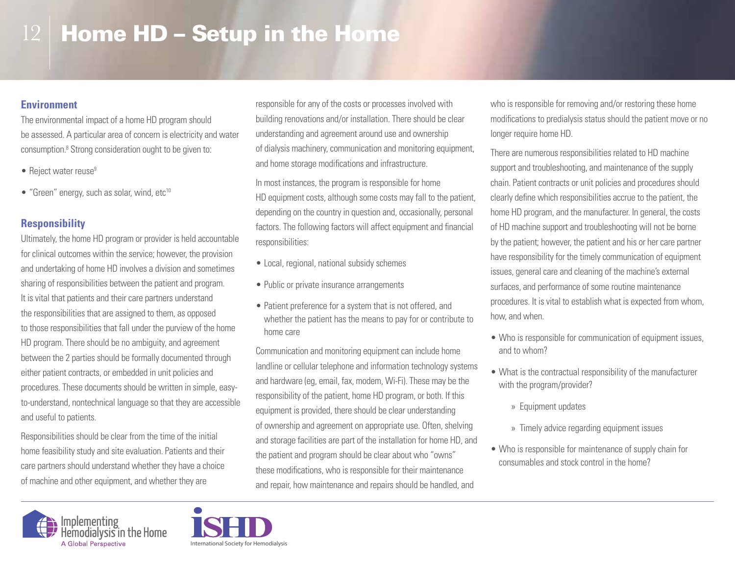# Home HD – Setup in the Home

## Environment

The environmental impact of a home HD program should be assessed. A particular area of concern is electricity and water consumption.[8] Strong consideration ought to be given to:

- Reject water reuse[9]
- "Green" energy, such as solar, wind, etc[10]

## Responsibility

Ultimately, the home HD program or provider is held accountable for clinical outcomes within the service; however, the provision and undertaking of home HD involves a division and sometimes sharing of responsibilities between the patient and program. It is vital that patients and their care partners understand the responsibilities that are assigned to them, as opposed to those responsibilities that fall under the purview of the home HD program. There should be no ambiguity, and agreement between the 2 parties should be formally documented through either patient contracts, or embedded in unit policies and procedures. These documents should be written in simple, easy-to-understand, nontechnical language so that they are accessible and useful to patients.

Responsibilities should be clear from the time of the initial home feasibility study and site evaluation. Patients and their care partners should understand whether they have a choice of machine and other equipment, and whether they are responsible for any of the costs or processes involved with building renovations and/or installation. There should be clear understanding and agreement around use and ownership of dialysis machinery, communication and monitoring equipment, and home storage modifications and infrastructure.

In most instances, the program is responsible for home HD equipment costs, although some costs may fall to the patient, depending on the country in question and, occasionally, personal factors. The following factors will affect equipment and financial responsibilities:

- Local, regional, national subsidy schemes
- Public or private insurance arrangements
- Patient preference for a system that is not offered, and whether the patient has the means to pay for or contribute to home care

Communication and monitoring equipment can include home landline or cellular telephone and information technology systems and hardware (eg, email, fax, modem, Wi-Fi). These may be the responsibility of the patient, home HD program, or both. If this equipment is provided, there should be clear understanding of ownership and agreement on appropriate use. Often, shelving and storage facilities are part of the installation for home HD, and the patient and program should be clear about who "owns" these modifications, who is responsible for their maintenance and repair, how maintenance and repairs should be handled, and who is responsible for removing and/or restoring these home modifications to predialysis status should the patient move or no longer require home HD.

There are numerous responsibilities related to HD machine support and troubleshooting, and maintenance of the supply chain. Patient contracts or unit policies and procedures should clearly define which responsibilities accrue to the patient, the home HD program, and the manufacturer. In general, the costs of HD machine support and troubleshooting will not be borne by the patient; however, the patient and his or her care partner have responsibility for the timely communication of equipment issues, general care and cleaning of the machine's external surfaces, and performance of some routine maintenance procedures. It is vital to establish what is expected from whom, how, and when.

- Who is responsible for communication of equipment issues, and to whom?
- What is the contractual responsibility of the manufacturer with the program/provider?
  - Equipment updates
  - Timely advice regarding equipment issues
- Who is responsible for maintenance of supply chain for consumables and stock control in the home?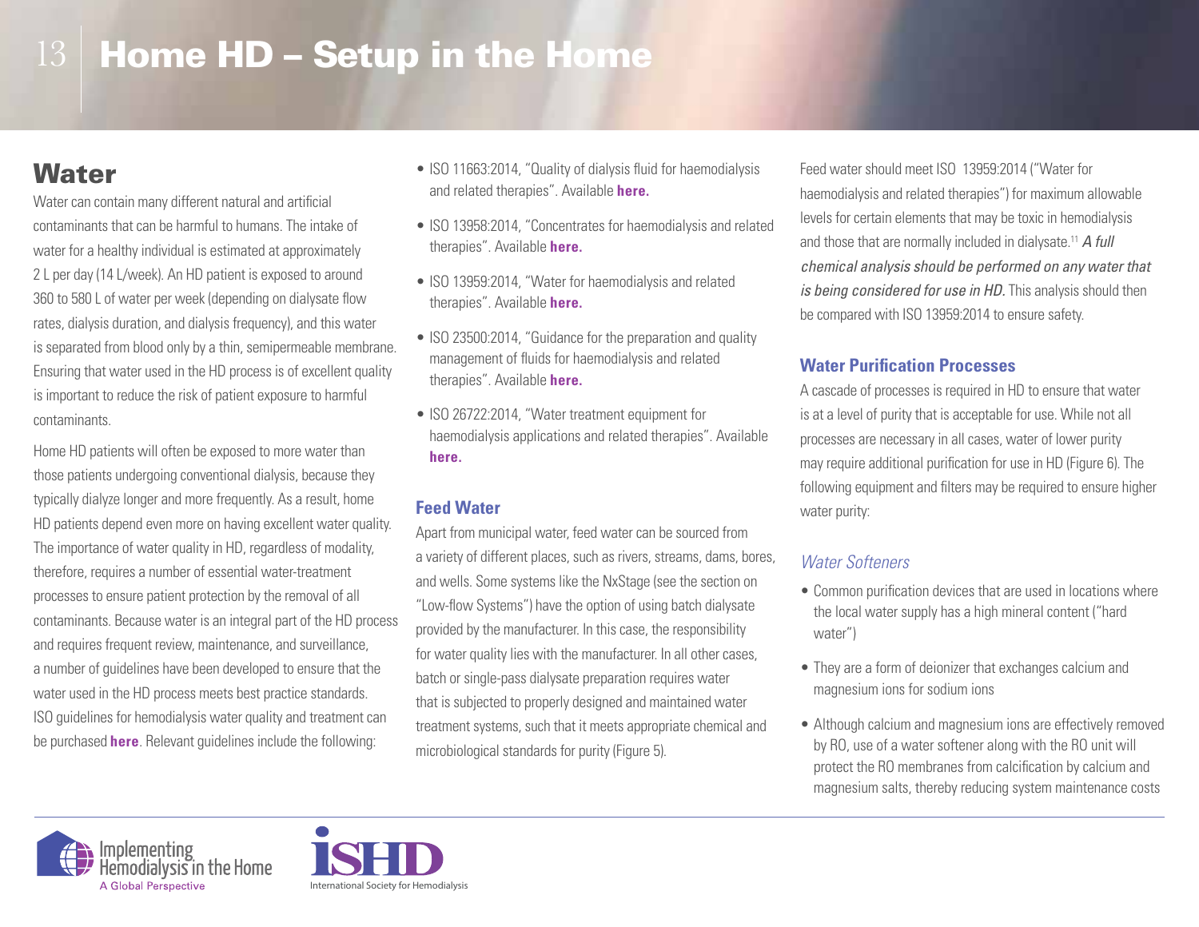# Home HD – Setup in the Home

## Water

Water can contain many different natural and artificial contaminants that can be harmful to humans. The intake of water for a healthy individual is estimated at approximately 2 L per day (14 L/week). An HD patient is exposed to around 360 to 580 L of water per week (depending on dialysate flow rates, dialysis duration, and dialysis frequency), and this water is separated from blood only by a thin, semipermeable membrane. Ensuring that water used in the HD process is of excellent quality is important to reduce the risk of patient exposure to harmful contaminants.

Home HD patients will often be exposed to more water than those patients undergoing conventional dialysis, because they typically dialyze longer and more frequently. As a result, home HD patients depend even more on having excellent water quality. The importance of water quality in HD, regardless of modality, therefore, requires a number of essential water-treatment processes to ensure patient protection by the removal of all contaminants. Because water is an integral part of the HD process and requires frequent review, maintenance, and surveillance, a number of guidelines have been developed to ensure that the water used in the HD process meets best practice standards. ISO guidelines for hemodialysis water quality and treatment can be purchased **here**. Relevant guidelines include the following:

- ISO 11663:2014, "Quality of dialysis fluid for haemodialysis and related therapies". Available **here.**
- ISO 13958:2014, "Concentrates for haemodialysis and related therapies". Available **here.**
- ISO 13959:2014, "Water for haemodialysis and related therapies". Available **here.**
- ISO 23500:2014, "Guidance for the preparation and quality management of fluids for haemodialysis and related therapies". Available **here.**
- ISO 26722:2014, "Water treatment equipment for haemodialysis applications and related therapies". Available **here.**

### Feed Water

Apart from municipal water, feed water can be sourced from a variety of different places, such as rivers, streams, dams, bores, and wells. Some systems like the NxStage (see the section on "Low-flow Systems") have the option of using batch dialysate provided by the manufacturer. In this case, the responsibility for water quality lies with the manufacturer. In all other cases, batch or single-pass dialysate preparation requires water that is subjected to properly designed and maintained water treatment systems, such that it meets appropriate chemical and microbiological standards for purity (Figure 5).

Feed water should meet ISO 13959:2014 ("Water for haemodialysis and related therapies") for maximum allowable levels for certain elements that may be toxic in hemodialysis and those that are normally included in dialysate.[11] *A full chemical analysis should be performed on any water that is being considered for use in HD.* This analysis should then be compared with ISO 13959:2014 to ensure safety.

### Water Purification Processes

A cascade of processes is required in HD to ensure that water is at a level of purity that is acceptable for use. While not all processes are necessary in all cases, water of lower purity may require additional purification for use in HD (Figure 6). The following equipment and filters may be required to ensure higher water purity:

#### *Water Softeners*

- Common purification devices that are used in locations where the local water supply has a high mineral content ("hard water")
- They are a form of deionizer that exchanges calcium and magnesium ions for sodium ions
- Although calcium and magnesium ions are effectively removed by RO, use of a water softener along with the RO unit will protect the RO membranes from calcification by calcium and magnesium salts, thereby reducing system maintenance costs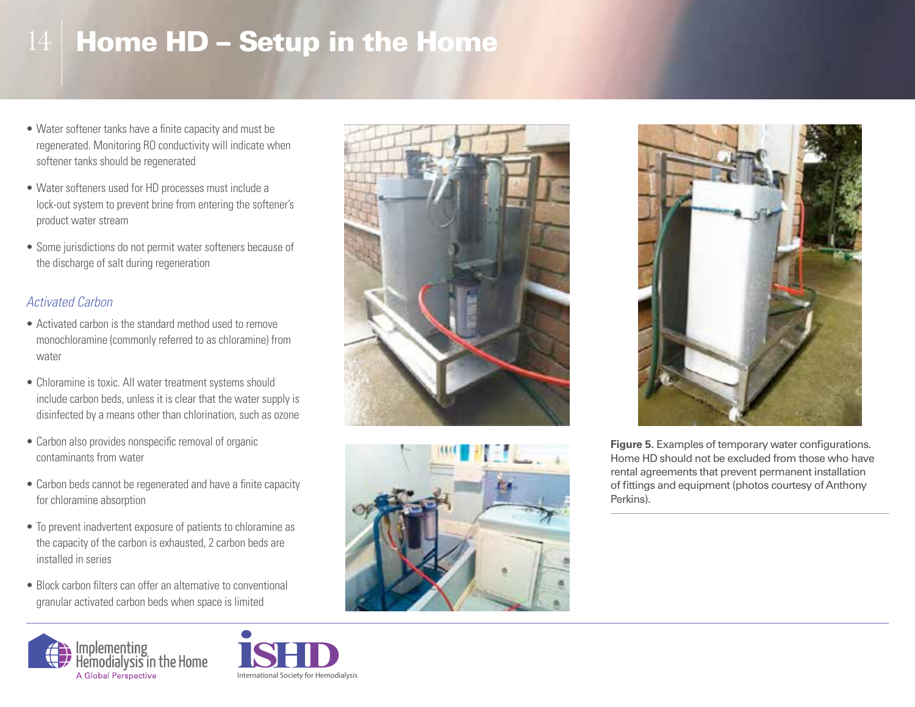- Water softener tanks have a finite capacity and must be regenerated. Monitoring RO conductivity will indicate when softener tanks should be regenerated
- Water softeners used for HD processes must include a lock-out system to prevent brine from entering the softener's product water stream
- Some jurisdictions do not permit water softeners because of the discharge of salt during regeneration

*Activated Carbon*

- Activated carbon is the standard method used to remove monochloramine (commonly referred to as chloramine) from water
- Chloramine is toxic. All water treatment systems should include carbon beds, unless it is clear that the water supply is disinfected by a means other than chlorination, such as ozone
- Carbon also provides nonspecific removal of organic contaminants from water
- Carbon beds cannot be regenerated and have a finite capacity for chloramine absorption
- To prevent inadvertent exposure of patients to chloramine as the capacity of the carbon is exhausted, 2 carbon beds are installed in series
- Block carbon filters can offer an alternative to conventional granular activated carbon beds when space is limited

**Figure 5.** Examples of temporary water configurations. Home HD should not be excluded from those who have rental agreements that prevent permanent installation of fittings and equipment (photos courtesy of Anthony Perkins).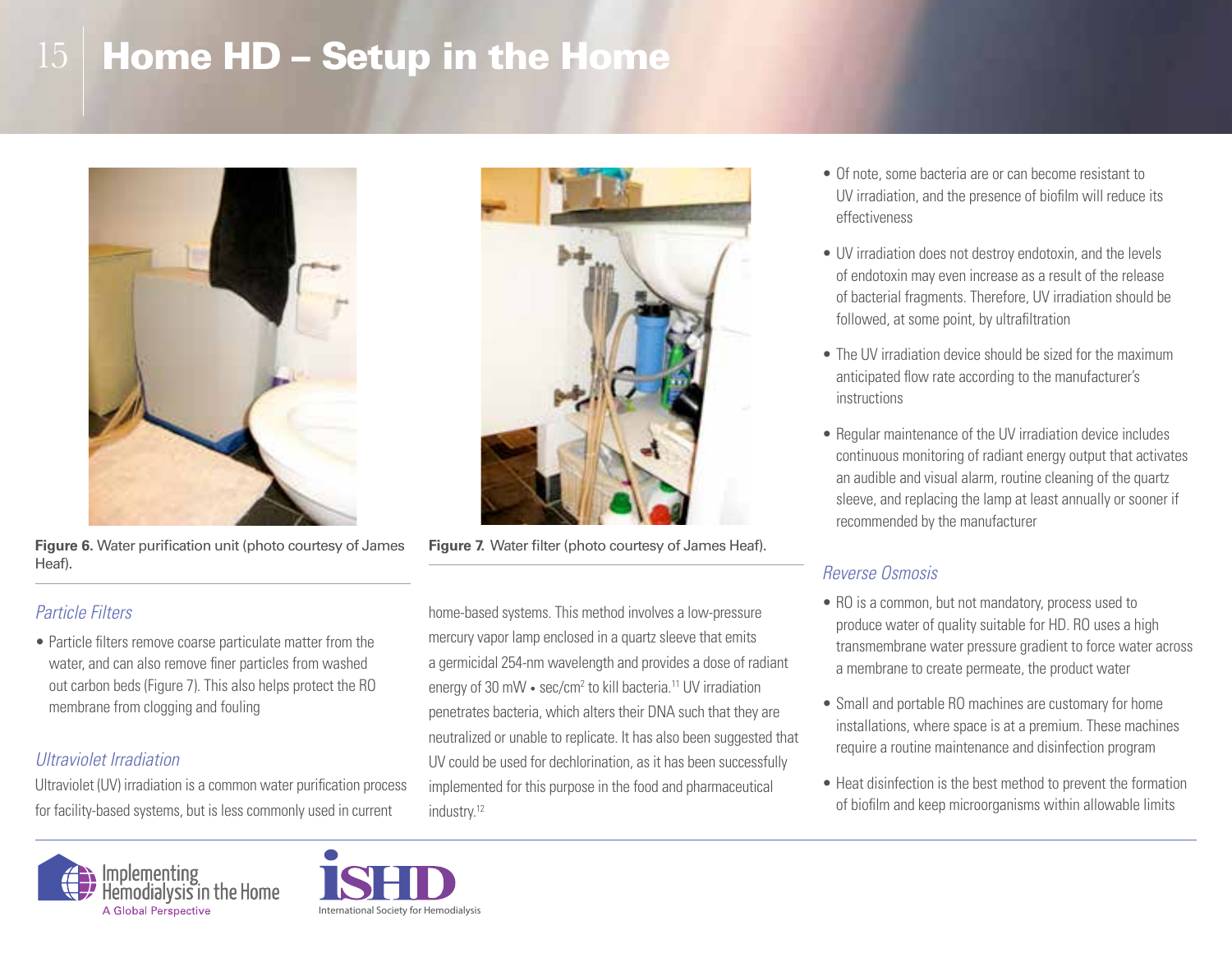# Home HD – Setup in the Home

**Figure 6.** Water purification unit (photo courtesy of James Heaf).

**Figure 7.** Water filter (photo courtesy of James Heaf).

### *Particle Filters*

- Particle filters remove coarse particulate matter from the water, and can also remove finer particles from washed out carbon beds (Figure 7). This also helps protect the RO membrane from clogging and fouling

### *Ultraviolet Irradiation*

Ultraviolet (UV) irradiation is a common water purification process for facility-based systems, but is less commonly used in current home-based systems. This method involves a low-pressure mercury vapor lamp enclosed in a quartz sleeve that emits a germicidal 254-nm wavelength and provides a dose of radiant energy of 30 mW • sec/cm$^2$ to kill bacteria.[11] UV irradiation penetrates bacteria, which alters their DNA such that they are neutralized or unable to replicate. It has also been suggested that UV could be used for dechlorination, as it has been successfully implemented for this purpose in the food and pharmaceutical industry.[12]

- Of note, some bacteria are or can become resistant to UV irradiation, and the presence of biofilm will reduce its effectiveness
- UV irradiation does not destroy endotoxin, and the levels of endotoxin may even increase as a result of the release of bacterial fragments. Therefore, UV irradiation should be followed, at some point, by ultrafiltration
- The UV irradiation device should be sized for the maximum anticipated flow rate according to the manufacturer's instructions
- Regular maintenance of the UV irradiation device includes continuous monitoring of radiant energy output that activates an audible and visual alarm, routine cleaning of the quartz sleeve, and replacing the lamp at least annually or sooner if recommended by the manufacturer

### *Reverse Osmosis*

- RO is a common, but not mandatory, process used to produce water of quality suitable for HD. RO uses a high transmembrane water pressure gradient to force water across a membrane to create permeate, the product water
- Small and portable RO machines are customary for home installations, where space is at a premium. These machines require a routine maintenance and disinfection program
- Heat disinfection is the best method to prevent the formation of biofilm and keep microorganisms within allowable limits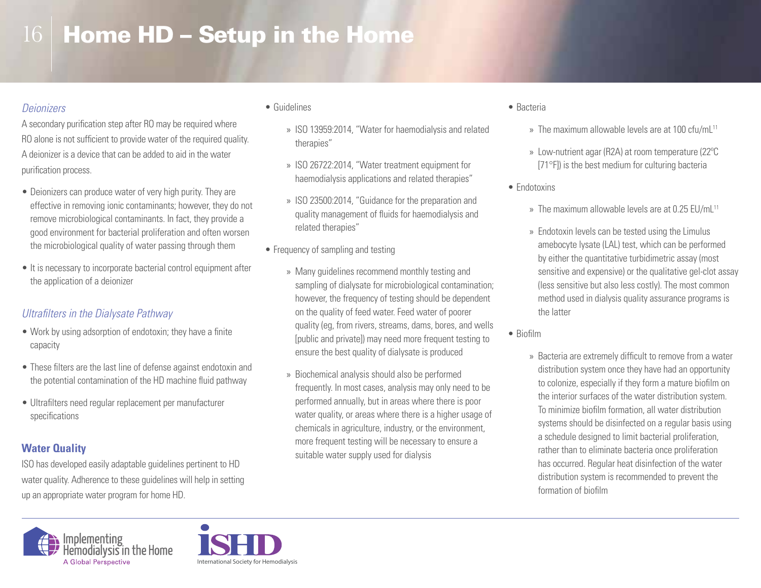# Home HD – Setup in the Home

*Deionizers*

A secondary purification step after RO may be required where RO alone is not sufficient to provide water of the required quality. A deionizer is a device that can be added to aid in the water purification process.

- Deionizers can produce water of very high purity. They are effective in removing ionic contaminants; however, they do not remove microbiological contaminants. In fact, they provide a good environment for bacterial proliferation and often worsen the microbiological quality of water passing through them
- It is necessary to incorporate bacterial control equipment after the application of a deionizer

*Ultrafilters in the Dialysate Pathway*

- Work by using adsorption of endotoxin; they have a finite capacity
- These filters are the last line of defense against endotoxin and the potential contamination of the HD machine fluid pathway
- Ultrafilters need regular replacement per manufacturer specifications

## Water Quality

ISO has developed easily adaptable guidelines pertinent to HD water quality. Adherence to these guidelines will help in setting up an appropriate water program for home HD.

- Guidelines
  - ISO 13959:2014, "Water for haemodialysis and related therapies"
  - ISO 26722:2014, "Water treatment equipment for haemodialysis applications and related therapies"
  - ISO 23500:2014, "Guidance for the preparation and quality management of fluids for haemodialysis and related therapies"
- Frequency of sampling and testing
  - Many guidelines recommend monthly testing and sampling of dialysate for microbiological contamination; however, the frequency of testing should be dependent on the quality of feed water. Feed water of poorer quality (eg, from rivers, streams, dams, bores, and wells [public and private]) may need more frequent testing to ensure the best quality of dialysate is produced
  - Biochemical analysis should also be performed frequently. In most cases, analysis may only need to be performed annually, but in areas where there is poor water quality, or areas where there is a higher usage of chemicals in agriculture, industry, or the environment, more frequent testing will be necessary to ensure a suitable water supply used for dialysis
- Bacteria
  - The maximum allowable levels are at 100 cfu/mL[11]
  - Low-nutrient agar (R2A) at room temperature (22ºC [71°F]) is the best medium for culturing bacteria
- Endotoxins
  - The maximum allowable levels are at 0.25 EU/mL[11]
  - Endotoxin levels can be tested using the Limulus amebocyte lysate (LAL) test, which can be performed by either the quantitative turbidimetric assay (most sensitive and expensive) or the qualitative gel-clot assay (less sensitive but also less costly). The most common method used in dialysis quality assurance programs is the latter
- Biofilm
  - Bacteria are extremely difficult to remove from a water distribution system once they have had an opportunity to colonize, especially if they form a mature biofilm on the interior surfaces of the water distribution system. To minimize biofilm formation, all water distribution systems should be disinfected on a regular basis using a schedule designed to limit bacterial proliferation, rather than to eliminate bacteria once proliferation has occurred. Regular heat disinfection of the water distribution system is recommended to prevent the formation of biofilm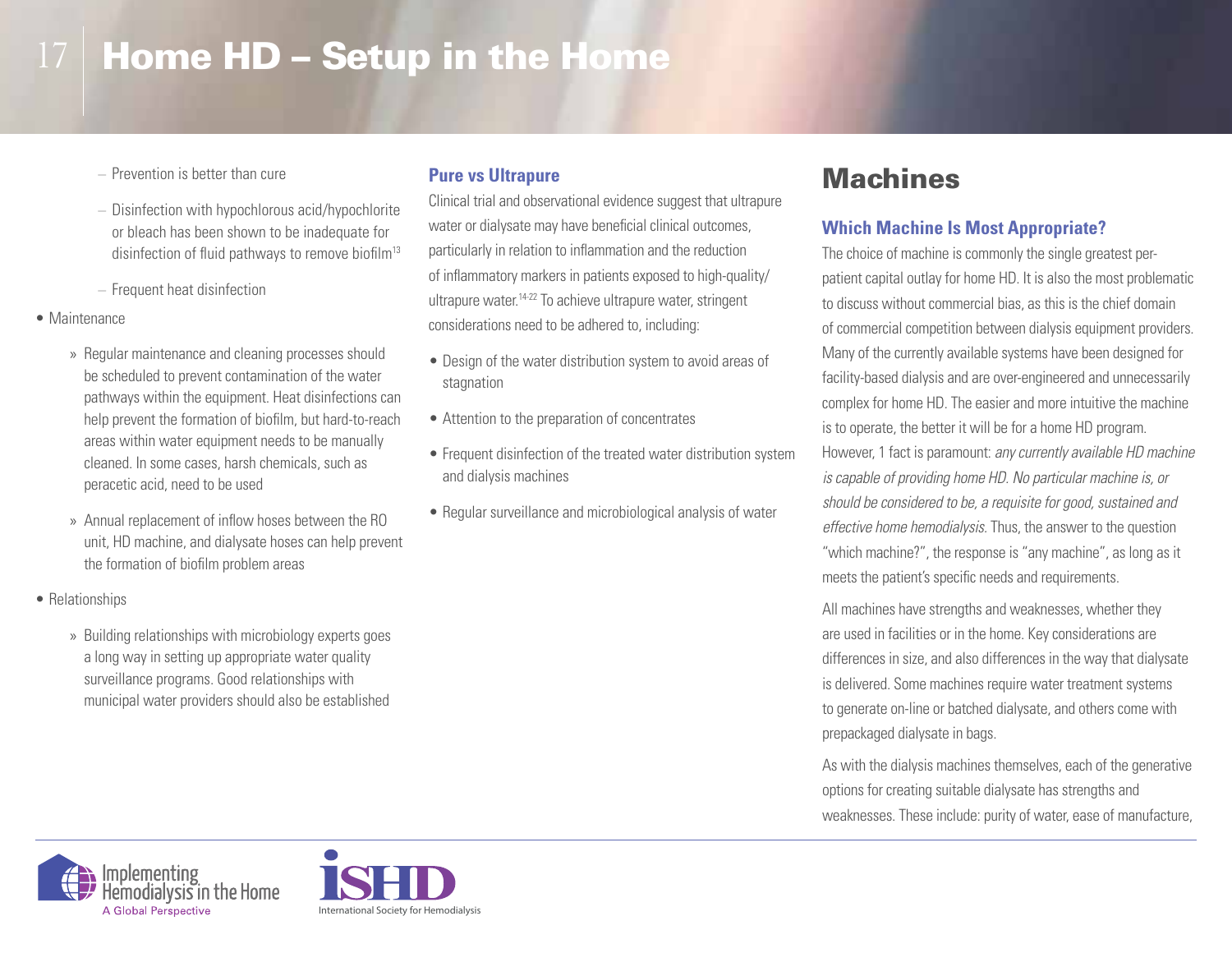- Prevention is better than cure
- Disinfection with hypochlorous acid/hypochlorite or bleach has been shown to be inadequate for disinfection of fluid pathways to remove biofilm[13]
- Frequent heat disinfection

- Maintenance
  - Regular maintenance and cleaning processes should be scheduled to prevent contamination of the water pathways within the equipment. Heat disinfections can help prevent the formation of biofilm, but hard-to-reach areas within water equipment needs to be manually cleaned. In some cases, harsh chemicals, such as peracetic acid, need to be used
  - Annual replacement of inflow hoses between the RO unit, HD machine, and dialysate hoses can help prevent the formation of biofilm problem areas
- Relationships
  - Building relationships with microbiology experts goes a long way in setting up appropriate water quality surveillance programs. Good relationships with municipal water providers should also be established

### Pure vs Ultrapure

Clinical trial and observational evidence suggest that ultrapure water or dialysate may have beneficial clinical outcomes, particularly in relation to inflammation and the reduction of inflammatory markers in patients exposed to high-quality/ultrapure water.[14-22] To achieve ultrapure water, stringent considerations need to be adhered to, including:

- Design of the water distribution system to avoid areas of stagnation
- Attention to the preparation of concentrates
- Frequent disinfection of the treated water distribution system and dialysis machines
- Regular surveillance and microbiological analysis of water

## Machines

### Which Machine Is Most Appropriate?

The choice of machine is commonly the single greatest per-patient capital outlay for home HD. It is also the most problematic to discuss without commercial bias, as this is the chief domain of commercial competition between dialysis equipment providers. Many of the currently available systems have been designed for facility-based dialysis and are over-engineered and unnecessarily complex for home HD. The easier and more intuitive the machine is to operate, the better it will be for a home HD program. However, 1 fact is paramount: *any currently available HD machine is capable of providing home HD. No particular machine is, or should be considered to be, a requisite for good, sustained and effective home hemodialysis.* Thus, the answer to the question "which machine?", the response is "any machine", as long as it meets the patient's specific needs and requirements.

All machines have strengths and weaknesses, whether they are used in facilities or in the home. Key considerations are differences in size, and also differences in the way that dialysate is delivered. Some machines require water treatment systems to generate on-line or batched dialysate, and others come with prepackaged dialysate in bags.

As with the dialysis machines themselves, each of the generative options for creating suitable dialysate has strengths and weaknesses. These include: purity of water, ease of manufacture,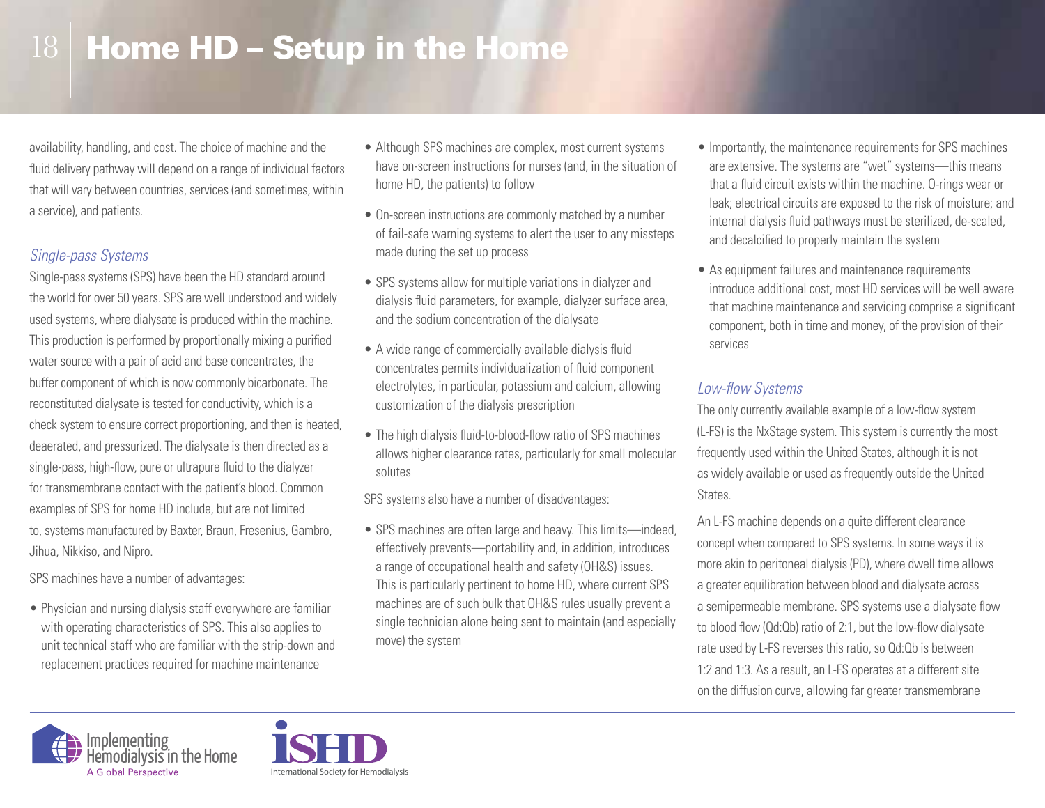availability, handling, and cost. The choice of machine and the fluid delivery pathway will depend on a range of individual factors that will vary between countries, services (and sometimes, within a service), and patients.

### *Single-pass Systems*

Single-pass systems (SPS) have been the HD standard around the world for over 50 years. SPS are well understood and widely used systems, where dialysate is produced within the machine. This production is performed by proportionally mixing a purified water source with a pair of acid and base concentrates, the buffer component of which is now commonly bicarbonate. The reconstituted dialysate is tested for conductivity, which is a check system to ensure correct proportioning, and then is heated, deaerated, and pressurized. The dialysate is then directed as a single-pass, high-flow, pure or ultrapure fluid to the dialyzer for transmembrane contact with the patient's blood. Common examples of SPS for home HD include, but are not limited to, systems manufactured by Baxter, Braun, Fresenius, Gambro, Jihua, Nikkiso, and Nipro.

SPS machines have a number of advantages:

- Physician and nursing dialysis staff everywhere are familiar with operating characteristics of SPS. This also applies to unit technical staff who are familiar with the strip-down and replacement practices required for machine maintenance
- Although SPS machines are complex, most current systems have on-screen instructions for nurses (and, in the situation of home HD, the patients) to follow
- On-screen instructions are commonly matched by a number of fail-safe warning systems to alert the user to any missteps made during the set up process
- SPS systems allow for multiple variations in dialyzer and dialysis fluid parameters, for example, dialyzer surface area, and the sodium concentration of the dialysate
- A wide range of commercially available dialysis fluid concentrates permits individualization of fluid component electrolytes, in particular, potassium and calcium, allowing customization of the dialysis prescription
- The high dialysis fluid-to-blood-flow ratio of SPS machines allows higher clearance rates, particularly for small molecular solutes

SPS systems also have a number of disadvantages:

- SPS machines are often large and heavy. This limits—indeed, effectively prevents—portability and, in addition, introduces a range of occupational health and safety (OH&S) issues. This is particularly pertinent to home HD, where current SPS machines are of such bulk that OH&S rules usually prevent a single technician alone being sent to maintain (and especially move) the system
- Importantly, the maintenance requirements for SPS machines are extensive. The systems are "wet" systems—this means that a fluid circuit exists within the machine. O-rings wear or leak; electrical circuits are exposed to the risk of moisture; and internal dialysis fluid pathways must be sterilized, de-scaled, and decalcified to properly maintain the system
- As equipment failures and maintenance requirements introduce additional cost, most HD services will be well aware that machine maintenance and servicing comprise a significant component, both in time and money, of the provision of their services

### *Low-flow Systems*

The only currently available example of a low-flow system (L-FS) is the NxStage system. This system is currently the most frequently used within the United States, although it is not as widely available or used as frequently outside the United States.

An L-FS machine depends on a quite different clearance concept when compared to SPS systems. In some ways it is more akin to peritoneal dialysis (PD), where dwell time allows a greater equilibration between blood and dialysate across a semipermeable membrane. SPS systems use a dialysate flow to blood flow (Qd:Qb) ratio of 2:1, but the low-flow dialysate rate used by L-FS reverses this ratio, so Qd:Qb is between 1:2 and 1:3. As a result, an L-FS operates at a different site on the diffusion curve, allowing far greater transmembrane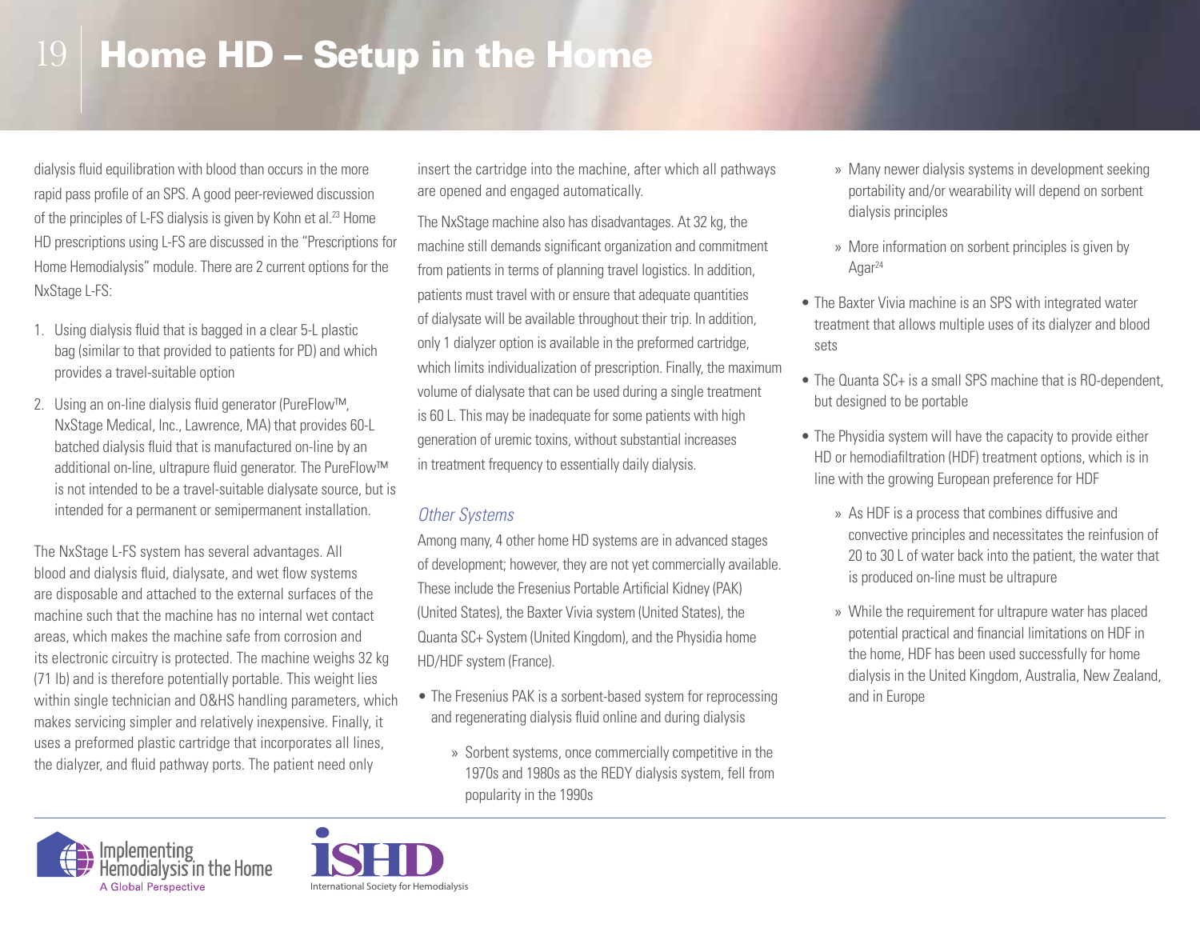dialysis fluid equilibration with blood than occurs in the more rapid pass profile of an SPS. A good peer-reviewed discussion of the principles of L-FS dialysis is given by Kohn et al.[23] Home HD prescriptions using L-FS are discussed in the "Prescriptions for Home Hemodialysis" module. There are 2 current options for the NxStage L-FS:

1. Using dialysis fluid that is bagged in a clear 5-L plastic bag (similar to that provided to patients for PD) and which provides a travel-suitable option
2. Using an on-line dialysis fluid generator (PureFlow™, NxStage Medical, Inc., Lawrence, MA) that provides 60-L batched dialysis fluid that is manufactured on-line by an additional on-line, ultrapure fluid generator. The PureFlow™ is not intended to be a travel-suitable dialysate source, but is intended for a permanent or semipermanent installation.

The NxStage L-FS system has several advantages. All blood and dialysis fluid, dialysate, and wet flow systems are disposable and attached to the external surfaces of the machine such that the machine has no internal wet contact areas, which makes the machine safe from corrosion and its electronic circuitry is protected. The machine weighs 32 kg (71 lb) and is therefore potentially portable. This weight lies within single technician and O&HS handling parameters, which makes servicing simpler and relatively inexpensive. Finally, it uses a preformed plastic cartridge that incorporates all lines, the dialyzer, and fluid pathway ports. The patient need only insert the cartridge into the machine, after which all pathways are opened and engaged automatically.

The NxStage machine also has disadvantages. At 32 kg, the machine still demands significant organization and commitment from patients in terms of planning travel logistics. In addition, patients must travel with or ensure that adequate quantities of dialysate will be available throughout their trip. In addition, only 1 dialyzer option is available in the preformed cartridge, which limits individualization of prescription. Finally, the maximum volume of dialysate that can be used during a single treatment is 60 L. This may be inadequate for some patients with high generation of uremic toxins, without substantial increases in treatment frequency to essentially daily dialysis.

### *Other Systems*

Among many, 4 other home HD systems are in advanced stages of development; however, they are not yet commercially available. These include the Fresenius Portable Artificial Kidney (PAK) (United States), the Baxter Vivia system (United States), the Quanta SC+ System (United Kingdom), and the Physidia home HD/HDF system (France).

- The Fresenius PAK is a sorbent-based system for reprocessing and regenerating dialysis fluid online and during dialysis
    - Sorbent systems, once commercially competitive in the 1970s and 1980s as the REDY dialysis system, fell from popularity in the 1990s
    - Many newer dialysis systems in development seeking portability and/or wearability will depend on sorbent dialysis principles
    - More information on sorbent principles is given by Agar[24]
- The Baxter Vivia machine is an SPS with integrated water treatment that allows multiple uses of its dialyzer and blood sets
- The Quanta SC+ is a small SPS machine that is RO-dependent, but designed to be portable
- The Physidia system will have the capacity to provide either HD or hemodiafiltration (HDF) treatment options, which is in line with the growing European preference for HDF
    - As HDF is a process that combines diffusive and convective principles and necessitates the reinfusion of 20 to 30 L of water back into the patient, the water that is produced on-line must be ultrapure
    - While the requirement for ultrapure water has placed potential practical and financial limitations on HDF in the home, HDF has been used successfully for home dialysis in the United Kingdom, Australia, New Zealand, and in Europe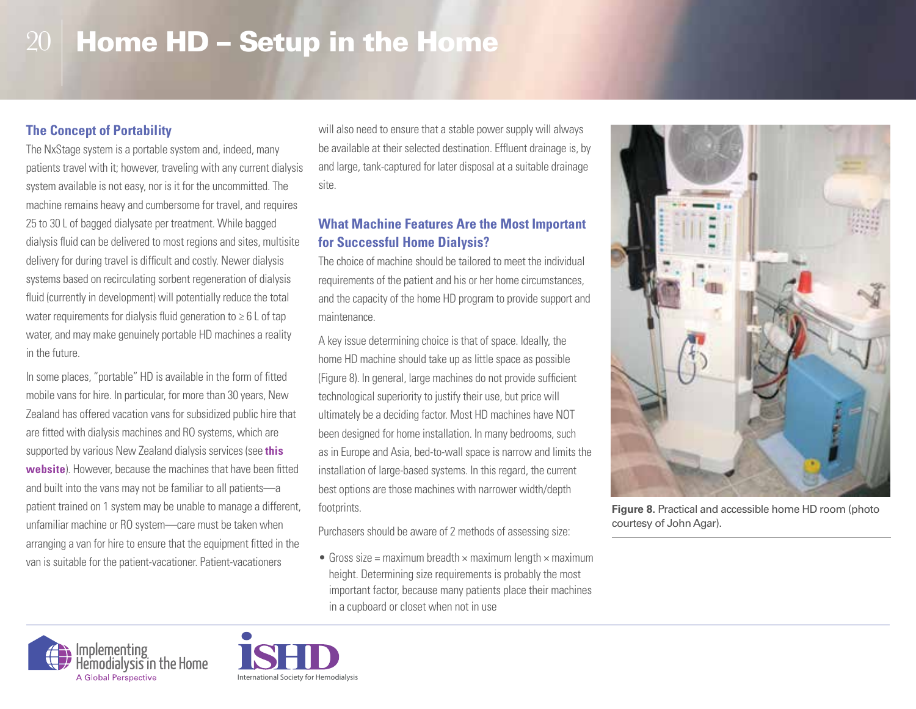# Home HD – Setup in the Home

### The Concept of Portability

The NxStage system is a portable system and, indeed, many patients travel with it; however, traveling with any current dialysis system available is not easy, nor is it for the uncommitted. The machine remains heavy and cumbersome for travel, and requires 25 to 30 L of bagged dialysate per treatment. While bagged dialysis fluid can be delivered to most regions and sites, multisite delivery for during travel is difficult and costly. Newer dialysis systems based on recirculating sorbent regeneration of dialysis fluid (currently in development) will potentially reduce the total water requirements for dialysis fluid generation to ≥ 6 L of tap water, and may make genuinely portable HD machines a reality in the future.

In some places, "portable" HD is available in the form of fitted mobile vans for hire. In particular, for more than 30 years, New Zealand has offered vacation vans for subsidized public hire that are fitted with dialysis machines and RO systems, which are supported by various New Zealand dialysis services (see **this website**). However, because the machines that have been fitted and built into the vans may not be familiar to all patients—a patient trained on 1 system may be unable to manage a different, unfamiliar machine or RO system—care must be taken when arranging a van for hire to ensure that the equipment fitted in the van is suitable for the patient-vacationer. Patient-vacationers will also need to ensure that a stable power supply will always be available at their selected destination. Effluent drainage is, by and large, tank-captured for later disposal at a suitable drainage site.

### What Machine Features Are the Most Important for Successful Home Dialysis?

The choice of machine should be tailored to meet the individual requirements of the patient and his or her home circumstances, and the capacity of the home HD program to provide support and maintenance.

A key issue determining choice is that of space. Ideally, the home HD machine should take up as little space as possible (Figure 8). In general, large machines do not provide sufficient technological superiority to justify their use, but price will ultimately be a deciding factor. Most HD machines have NOT been designed for home installation. In many bedrooms, such as in Europe and Asia, bed-to-wall space is narrow and limits the installation of large-based systems. In this regard, the current best options are those machines with narrower width/depth footprints.

Purchasers should be aware of 2 methods of assessing size:

- Gross size = maximum breadth × maximum length × maximum height. Determining size requirements is probably the most important factor, because many patients place their machines in a cupboard or closet when not in use

**Figure 8.** Practical and accessible home HD room (photo courtesy of John Agar).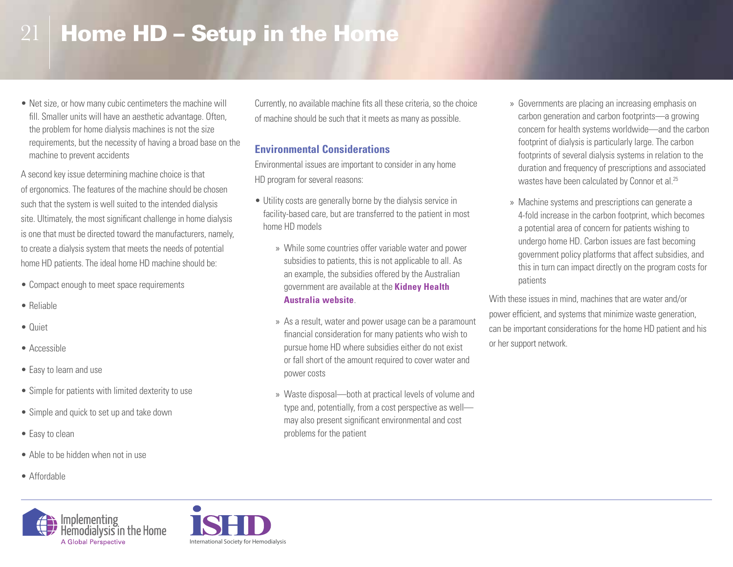# Home HD – Setup in the Home

- Net size, or how many cubic centimeters the machine will fill. Smaller units will have an aesthetic advantage. Often, the problem for home dialysis machines is not the size requirements, but the necessity of having a broad base on the machine to prevent accidents

A second key issue determining machine choice is that of ergonomics. The features of the machine should be chosen such that the system is well suited to the intended dialysis site. Ultimately, the most significant challenge in home dialysis is one that must be directed toward the manufacturers, namely, to create a dialysis system that meets the needs of potential home HD patients. The ideal home HD machine should be:

- Compact enough to meet space requirements
- Reliable
- Quiet
- Accessible
- Easy to learn and use
- Simple for patients with limited dexterity to use
- Simple and quick to set up and take down
- Easy to clean
- Able to be hidden when not in use
- Affordable

Currently, no available machine fits all these criteria, so the choice of machine should be such that it meets as many as possible.

## Environmental Considerations

Environmental issues are important to consider in any home HD program for several reasons:

- Utility costs are generally borne by the dialysis service in facility-based care, but are transferred to the patient in most home HD models
  - While some countries offer variable water and power subsidies to patients, this is not applicable to all. As an example, the subsidies offered by the Australian government are available at the **Kidney Health Australia website**.
  - As a result, water and power usage can be a paramount financial consideration for many patients who wish to pursue home HD where subsidies either do not exist or fall short of the amount required to cover water and power costs
  - Waste disposal—both at practical levels of volume and type and, potentially, from a cost perspective as well—may also present significant environmental and cost problems for the patient
  - Governments are placing an increasing emphasis on carbon generation and carbon footprints—a growing concern for health systems worldwide—and the carbon footprint of dialysis is particularly large. The carbon footprints of several dialysis systems in relation to the duration and frequency of prescriptions and associated wastes have been calculated by Connor et al.[25]
  - Machine systems and prescriptions can generate a 4-fold increase in the carbon footprint, which becomes a potential area of concern for patients wishing to undergo home HD. Carbon issues are fast becoming government policy platforms that affect subsidies, and this in turn can impact directly on the program costs for patients

With these issues in mind, machines that are water and/or power efficient, and systems that minimize waste generation, can be important considerations for the home HD patient and his or her support network.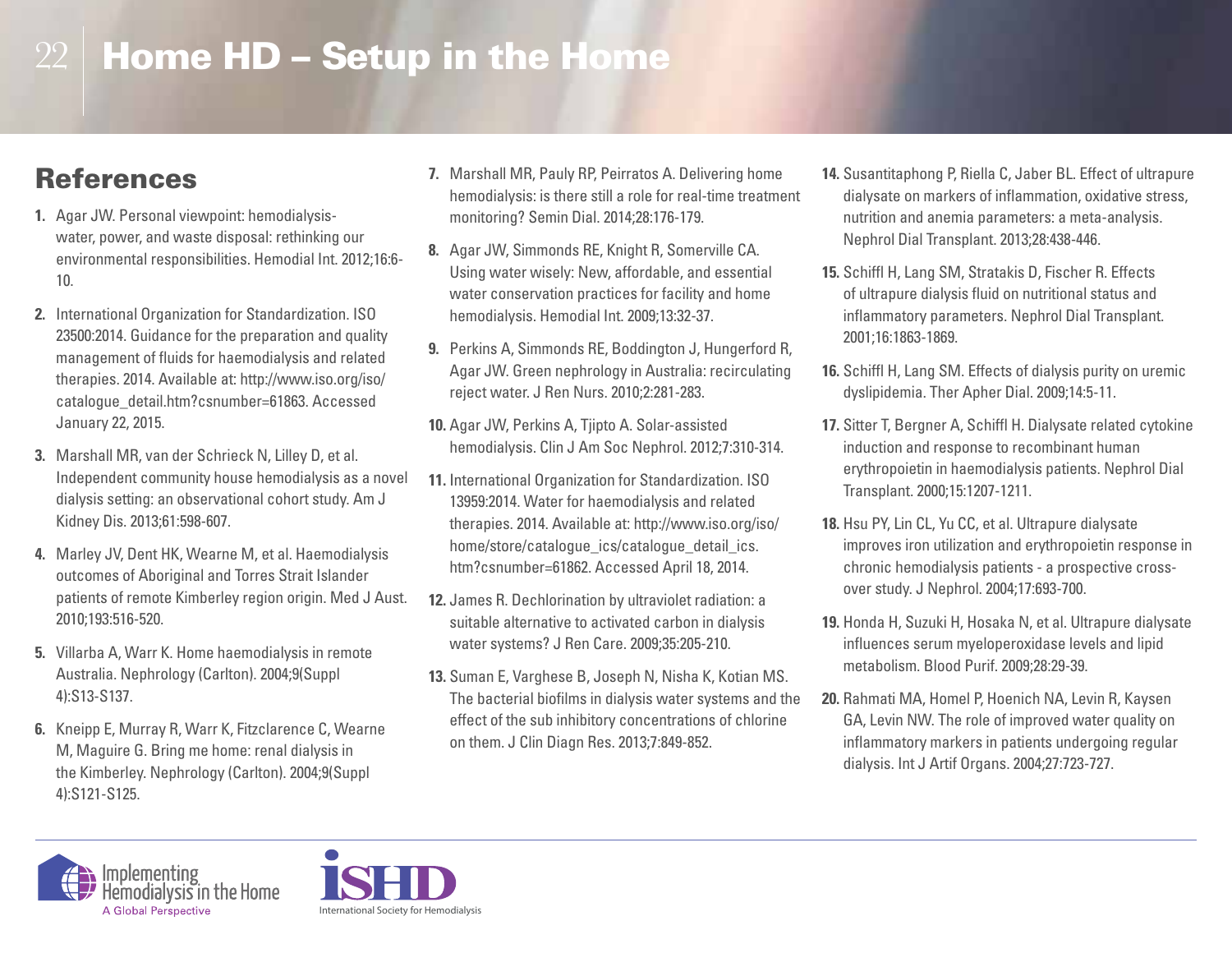## References

1. Agar JW. Personal viewpoint: hemodialysis-water, power, and waste disposal: rethinking our environmental responsibilities. Hemodial Int. 2012;16:6-10.
2. International Organization for Standardization. ISO 23500:2014. Guidance for the preparation and quality management of fluids for haemodialysis and related therapies. 2014. Available at: http://www.iso.org/iso/catalogue_detail.htm?csnumber=61863. Accessed January 22, 2015.
3. Marshall MR, van der Schrieck N, Lilley D, et al. Independent community house hemodialysis as a novel dialysis setting: an observational cohort study. Am J Kidney Dis. 2013;61:598-607.
4. Marley JV, Dent HK, Wearne M, et al. Haemodialysis outcomes of Aboriginal and Torres Strait Islander patients of remote Kimberley region origin. Med J Aust. 2010;193:516-520.
5. Villarba A, Warr K. Home haemodialysis in remote Australia. Nephrology (Carlton). 2004;9(Suppl 4):S13-S137.
6. Kneipp E, Murray R, Warr K, Fitzclarence C, Wearne M, Maguire G. Bring me home: renal dialysis in the Kimberley. Nephrology (Carlton). 2004;9(Suppl 4):S121-S125.
7. Marshall MR, Pauly RP, Peirratos A. Delivering home hemodialysis: is there still a role for real-time treatment monitoring? Semin Dial. 2014;28:176-179.
8. Agar JW, Simmonds RE, Knight R, Somerville CA. Using water wisely: New, affordable, and essential water conservation practices for facility and home hemodialysis. Hemodial Int. 2009;13:32-37.
9. Perkins A, Simmonds RE, Boddington J, Hungerford R, Agar JW. Green nephrology in Australia: recirculating reject water. J Ren Nurs. 2010;2:281-283.
10. Agar JW, Perkins A, Tjipto A. Solar-assisted hemodialysis. Clin J Am Soc Nephrol. 2012;7:310-314.
11. International Organization for Standardization. ISO 13959:2014. Water for haemodialysis and related therapies. 2014. Available at: http://www.iso.org/iso/home/store/catalogue_ics/catalogue_detail_ics.htm?csnumber=61862. Accessed April 18, 2014.
12. James R. Dechlorination by ultraviolet radiation: a suitable alternative to activated carbon in dialysis water systems? J Ren Care. 2009;35:205-210.
13. Suman E, Varghese B, Joseph N, Nisha K, Kotian MS. The bacterial biofilms in dialysis water systems and the effect of the sub inhibitory concentrations of chlorine on them. J Clin Diagn Res. 2013;7:849-852.
14. Susantitaphong P, Riella C, Jaber BL. Effect of ultrapure dialysate on markers of inflammation, oxidative stress, nutrition and anemia parameters: a meta-analysis. Nephrol Dial Transplant. 2013;28:438-446.
15. Schiffl H, Lang SM, Stratakis D, Fischer R. Effects of ultrapure dialysis fluid on nutritional status and inflammatory parameters. Nephrol Dial Transplant. 2001;16:1863-1869.
16. Schiffl H, Lang SM. Effects of dialysis purity on uremic dyslipidemia. Ther Apher Dial. 2009;14:5-11.
17. Sitter T, Bergner A, Schiffl H. Dialysate related cytokine induction and response to recombinant human erythropoietin in haemodialysis patients. Nephrol Dial Transplant. 2000;15:1207-1211.
18. Hsu PY, Lin CL, Yu CC, et al. Ultrapure dialysate improves iron utilization and erythropoietin response in chronic hemodialysis patients - a prospective cross-over study. J Nephrol. 2004;17:693-700.
19. Honda H, Suzuki H, Hosaka N, et al. Ultrapure dialysate influences serum myeloperoxidase levels and lipid metabolism. Blood Purif. 2009;28:29-39.
20. Rahmati MA, Homel P, Hoenich NA, Levin R, Kaysen GA, Levin NW. The role of improved water quality on inflammatory markers in patients undergoing regular dialysis. Int J Artif Organs. 2004;27:723-727.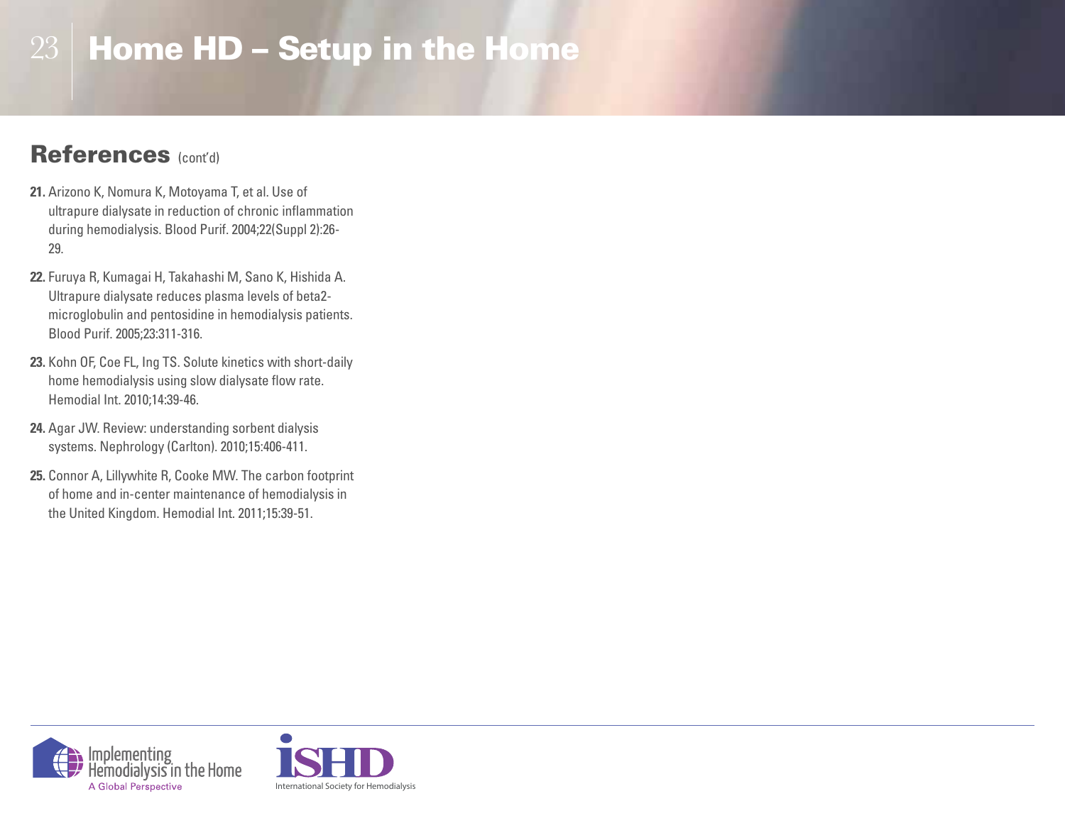## References (cont'd)

21. Arizono K, Nomura K, Motoyama T, et al. Use of ultrapure dialysate in reduction of chronic inflammation during hemodialysis. Blood Purif. 2004;22(Suppl 2):26-29.

22. Furuya R, Kumagai H, Takahashi M, Sano K, Hishida A. Ultrapure dialysate reduces plasma levels of beta2-microglobulin and pentosidine in hemodialysis patients. Blood Purif. 2005;23:311-316.

23. Kohn OF, Coe FL, Ing TS. Solute kinetics with short-daily home hemodialysis using slow dialysate flow rate. Hemodial Int. 2010;14:39-46.

24. Agar JW. Review: understanding sorbent dialysis systems. Nephrology (Carlton). 2010;15:406-411.

25. Connor A, Lillywhite R, Cooke MW. The carbon footprint of home and in-center maintenance of hemodialysis in the United Kingdom. Hemodial Int. 2011;15:39-51.